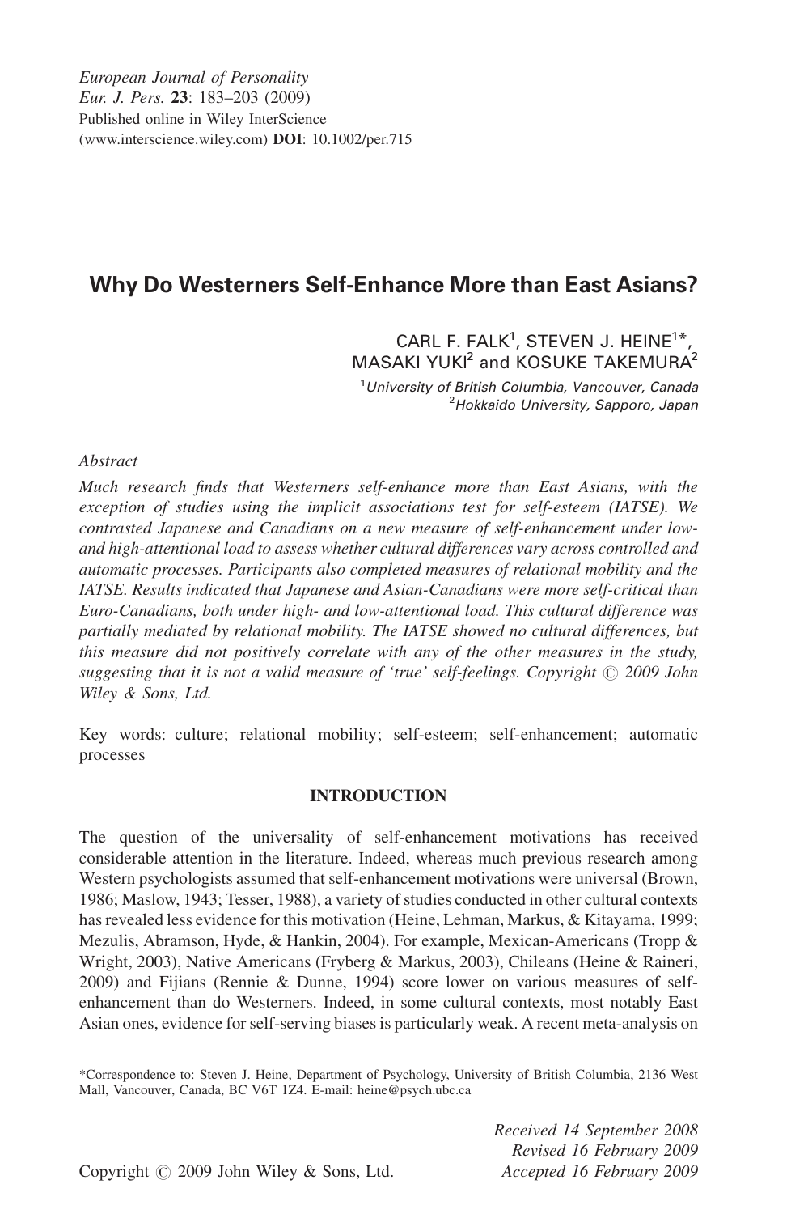# Why Do Westerners Self-Enhance More than East Asians?

CARL F. FALK[1], STEVEN J. HEINE[1]*, MASAKI YUKI[2] and KOSUKE TAKEMURA[2]

[1]*University of British Columbia, Vancouver, Canada*
[2]*Hokkaido University, Sapporo, Japan*

*Abstract*

*Much research finds that Westerners self-enhance more than East Asians, with the exception of studies using the implicit associations test for self-esteem (IATSE). We contrasted Japanese and Canadians on a new measure of self-enhancement under low- and high-attentional load to assess whether cultural differences vary across controlled and automatic processes. Participants also completed measures of relational mobility and the IATSE. Results indicated that Japanese and Asian-Canadians were more self-critical than Euro-Canadians, both under high- and low-attentional load. This cultural difference was partially mediated by relational mobility. The IATSE showed no cultural differences, but this measure did not positively correlate with any of the other measures in the study, suggesting that it is not a valid measure of 'true' self-feelings. Copyright © 2009 John Wiley & Sons, Ltd.*

Key words: culture; relational mobility; self-esteem; self-enhancement; automatic processes

## INTRODUCTION

The question of the universality of self-enhancement motivations has received considerable attention in the literature. Indeed, whereas much previous research among Western psychologists assumed that self-enhancement motivations were universal (Brown, 1986; Maslow, 1943; Tesser, 1988), a variety of studies conducted in other cultural contexts has revealed less evidence for this motivation (Heine, Lehman, Markus, & Kitayama, 1999; Mezulis, Abramson, Hyde, & Hankin, 2004). For example, Mexican-Americans (Tropp & Wright, 2003), Native Americans (Fryberg & Markus, 2003), Chileans (Heine & Raineri, 2009) and Fijians (Rennie & Dunne, 1994) score lower on various measures of self-enhancement than do Westerners. Indeed, in some cultural contexts, most notably East Asian ones, evidence for self-serving biases is particularly weak. A recent meta-analysis on

*Correspondence to: Steven J. Heine, Department of Psychology, University of British Columbia, 2136 West Mall, Vancouver, Canada, BC V6T 1Z4. E-mail: heine@psych.ubc.ca

Received 14 September 2008
Revised 16 February 2009
Accepted 16 February 2009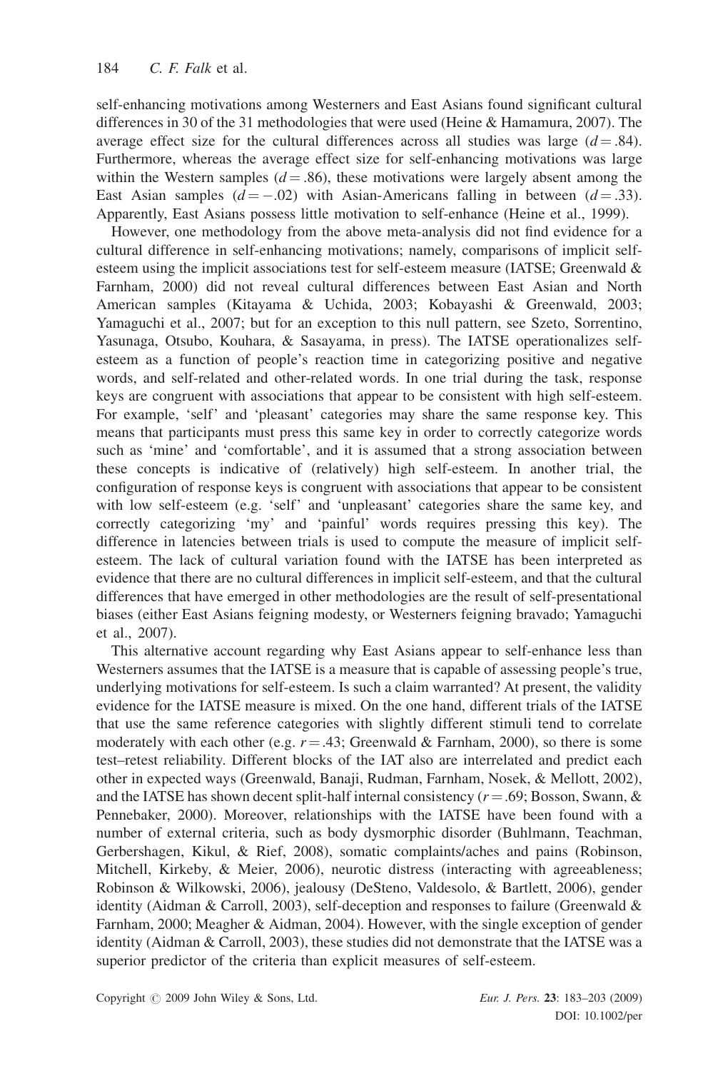self-enhancing motivations among Westerners and East Asians found significant cultural differences in 30 of the 31 methodologies that were used (Heine & Hamamura, 2007). The average effect size for the cultural differences across all studies was large ($d = .84$). Furthermore, whereas the average effect size for self-enhancing motivations was large within the Western samples ($d = .86$), these motivations were largely absent among the East Asian samples ($d = -.02$) with Asian-Americans falling in between ($d = .33$). Apparently, East Asians possess little motivation to self-enhance (Heine et al., 1999).

However, one methodology from the above meta-analysis did not find evidence for a cultural difference in self-enhancing motivations; namely, comparisons of implicit self-esteem using the implicit associations test for self-esteem measure (IATSE; Greenwald & Farnham, 2000) did not reveal cultural differences between East Asian and North American samples (Kitayama & Uchida, 2003; Kobayashi & Greenwald, 2003; Yamaguchi et al., 2007; but for an exception to this null pattern, see Szeto, Sorrentino, Yasunaga, Otsubo, Kouhara, & Sasayama, in press). The IATSE operationalizes self-esteem as a function of people's reaction time in categorizing positive and negative words, and self-related and other-related words. In one trial during the task, response keys are congruent with associations that appear to be consistent with high self-esteem. For example, 'self' and 'pleasant' categories may share the same response key. This means that participants must press this same key in order to correctly categorize words such as 'mine' and 'comfortable', and it is assumed that a strong association between these concepts is indicative of (relatively) high self-esteem. In another trial, the configuration of response keys is congruent with associations that appear to be consistent with low self-esteem (e.g. 'self' and 'unpleasant' categories share the same key, and correctly categorizing 'my' and 'painful' words requires pressing this key). The difference in latencies between trials is used to compute the measure of implicit self-esteem. The lack of cultural variation found with the IATSE has been interpreted as evidence that there are no cultural differences in implicit self-esteem, and that the cultural differences that have emerged in other methodologies are the result of self-presentational biases (either East Asians feigning modesty, or Westerners feigning bravado; Yamaguchi et al., 2007).

This alternative account regarding why East Asians appear to self-enhance less than Westerners assumes that the IATSE is a measure that is capable of assessing people's true, underlying motivations for self-esteem. Is such a claim warranted? At present, the validity evidence for the IATSE measure is mixed. On the one hand, different trials of the IATSE that use the same reference categories with slightly different stimuli tend to correlate moderately with each other (e.g. $r = .43$; Greenwald & Farnham, 2000), so there is some test–retest reliability. Different blocks of the IAT also are interrelated and predict each other in expected ways (Greenwald, Banaji, Rudman, Farnham, Nosek, & Mellott, 2002), and the IATSE has shown decent split-half internal consistency ($r = .69$; Bosson, Swann, & Pennebaker, 2000). Moreover, relationships with the IATSE have been found with a number of external criteria, such as body dysmorphic disorder (Buhlmann, Teachman, Gerbershagen, Kikul, & Rief, 2008), somatic complaints/aches and pains (Robinson, Mitchell, Kirkeby, & Meier, 2006), neurotic distress (interacting with agreeableness; Robinson & Wilkowski, 2006), jealousy (DeSteno, Valdesolo, & Bartlett, 2006), gender identity (Aidman & Carroll, 2003), self-deception and responses to failure (Greenwald & Farnham, 2000; Meagher & Aidman, 2004). However, with the single exception of gender identity (Aidman & Carroll, 2003), these studies did not demonstrate that the IATSE was a superior predictor of the criteria than explicit measures of self-esteem.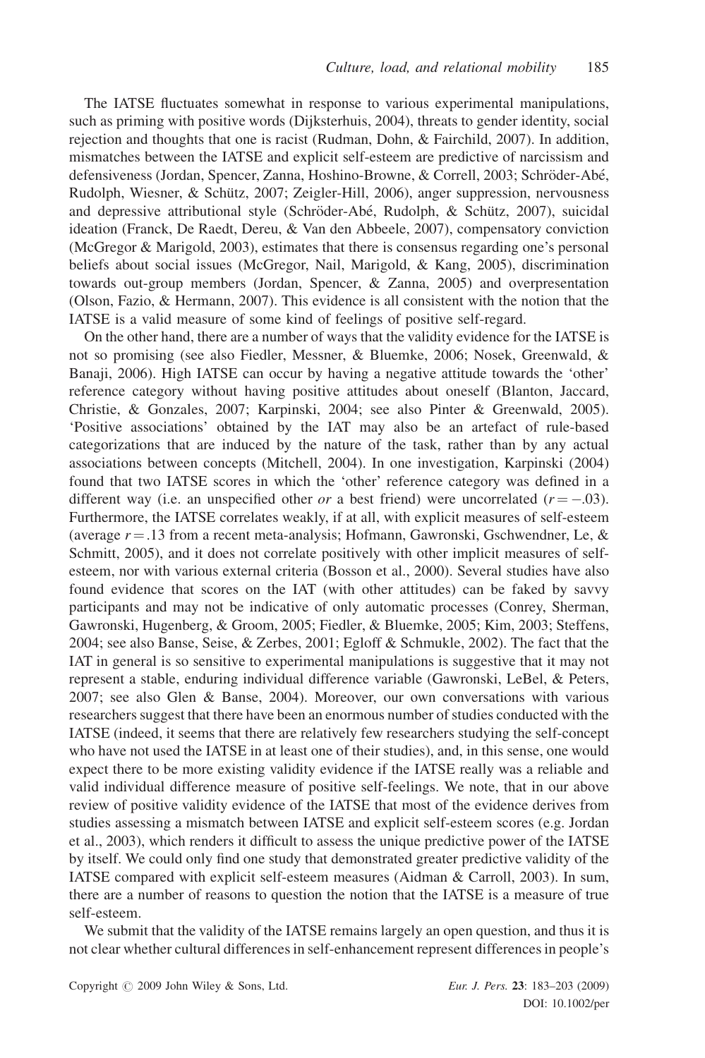The IATSE fluctuates somewhat in response to various experimental manipulations, such as priming with positive words (Dijksterhuis, 2004), threats to gender identity, social rejection and thoughts that one is racist (Rudman, Dohn, & Fairchild, 2007). In addition, mismatches between the IATSE and explicit self-esteem are predictive of narcissism and defensiveness (Jordan, Spencer, Zanna, Hoshino-Browne, & Correll, 2003; Schröder-Abé, Rudolph, Wiesner, & Schütz, 2007; Zeigler-Hill, 2006), anger suppression, nervousness and depressive attributional style (Schröder-Abé, Rudolph, & Schütz, 2007), suicidal ideation (Franck, De Raedt, Dereu, & Van den Abbeele, 2007), compensatory conviction (McGregor & Marigold, 2003), estimates that there is consensus regarding one's personal beliefs about social issues (McGregor, Nail, Marigold, & Kang, 2005), discrimination towards out-group members (Jordan, Spencer, & Zanna, 2005) and overpresentation (Olson, Fazio, & Hermann, 2007). This evidence is all consistent with the notion that the IATSE is a valid measure of some kind of feelings of positive self-regard.

On the other hand, there are a number of ways that the validity evidence for the IATSE is not so promising (see also Fiedler, Messner, & Bluemke, 2006; Nosek, Greenwald, & Banaji, 2006). High IATSE can occur by having a negative attitude towards the 'other' reference category without having positive attitudes about oneself (Blanton, Jaccard, Christie, & Gonzales, 2007; Karpinski, 2004; see also Pinter & Greenwald, 2005). 'Positive associations' obtained by the IAT may also be an artefact of rule-based categorizations that are induced by the nature of the task, rather than by any actual associations between concepts (Mitchell, 2004). In one investigation, Karpinski (2004) found that two IATSE scores in which the 'other' reference category was defined in a different way (i.e. an unspecified other *or* a best friend) were uncorrelated ($r = -.03$). Furthermore, the IATSE correlates weakly, if at all, with explicit measures of self-esteem (average $r = .13$ from a recent meta-analysis; Hofmann, Gawronski, Gschwendner, Le, & Schmitt, 2005), and it does not correlate positively with other implicit measures of self-esteem, nor with various external criteria (Bosson et al., 2000). Several studies have also found evidence that scores on the IAT (with other attitudes) can be faked by savvy participants and may not be indicative of only automatic processes (Conrey, Sherman, Gawronski, Hugenberg, & Groom, 2005; Fiedler, & Bluemke, 2005; Kim, 2003; Steffens, 2004; see also Banse, Seise, & Zerbes, 2001; Egloff & Schmukle, 2002). The fact that the IAT in general is so sensitive to experimental manipulations is suggestive that it may not represent a stable, enduring individual difference variable (Gawronski, LeBel, & Peters, 2007; see also Glen & Banse, 2004). Moreover, our own conversations with various researchers suggest that there have been an enormous number of studies conducted with the IATSE (indeed, it seems that there are relatively few researchers studying the self-concept who have not used the IATSE in at least one of their studies), and, in this sense, one would expect there to be more existing validity evidence if the IATSE really was a reliable and valid individual difference measure of positive self-feelings. We note, that in our above review of positive validity evidence of the IATSE that most of the evidence derives from studies assessing a mismatch between IATSE and explicit self-esteem scores (e.g. Jordan et al., 2003), which renders it difficult to assess the unique predictive power of the IATSE by itself. We could only find one study that demonstrated greater predictive validity of the IATSE compared with explicit self-esteem measures (Aidman & Carroll, 2003). In sum, there are a number of reasons to question the notion that the IATSE is a measure of true self-esteem.

We submit that the validity of the IATSE remains largely an open question, and thus it is not clear whether cultural differences in self-enhancement represent differences in people's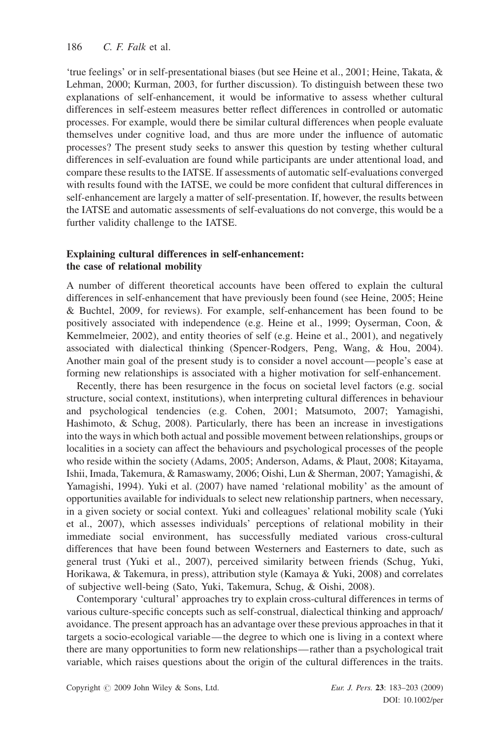'true feelings' or in self-presentational biases (but see Heine et al., 2001; Heine, Takata, & Lehman, 2000; Kurman, 2003, for further discussion). To distinguish between these two explanations of self-enhancement, it would be informative to assess whether cultural differences in self-esteem measures better reflect differences in controlled or automatic processes. For example, would there be similar cultural differences when people evaluate themselves under cognitive load, and thus are more under the influence of automatic processes? The present study seeks to answer this question by testing whether cultural differences in self-evaluation are found while participants are under attentional load, and compare these results to the IATSE. If assessments of automatic self-evaluations converged with results found with the IATSE, we could be more confident that cultural differences in self-enhancement are largely a matter of self-presentation. If, however, the results between the IATSE and automatic assessments of self-evaluations do not converge, this would be a further validity challenge to the IATSE.

### Explaining cultural differences in self-enhancement: the case of relational mobility

A number of different theoretical accounts have been offered to explain the cultural differences in self-enhancement that have previously been found (see Heine, 2005; Heine & Buchtel, 2009, for reviews). For example, self-enhancement has been found to be positively associated with independence (e.g. Heine et al., 1999; Oyserman, Coon, & Kemmelmeier, 2002), and entity theories of self (e.g. Heine et al., 2001), and negatively associated with dialectical thinking (Spencer-Rodgers, Peng, Wang, & Hou, 2004). Another main goal of the present study is to consider a novel account—people's ease at forming new relationships is associated with a higher motivation for self-enhancement.

Recently, there has been resurgence in the focus on societal level factors (e.g. social structure, social context, institutions), when interpreting cultural differences in behaviour and psychological tendencies (e.g. Cohen, 2001; Matsumoto, 2007; Yamagishi, Hashimoto, & Schug, 2008). Particularly, there has been an increase in investigations into the ways in which both actual and possible movement between relationships, groups or localities in a society can affect the behaviours and psychological processes of the people who reside within the society (Adams, 2005; Anderson, Adams, & Plaut, 2008; Kitayama, Ishii, Imada, Takemura, & Ramaswamy, 2006; Oishi, Lun & Sherman, 2007; Yamagishi, & Yamagishi, 1994). Yuki et al. (2007) have named 'relational mobility' as the amount of opportunities available for individuals to select new relationship partners, when necessary, in a given society or social context. Yuki and colleagues' relational mobility scale (Yuki et al., 2007), which assesses individuals' perceptions of relational mobility in their immediate social environment, has successfully mediated various cross-cultural differences that have been found between Westerners and Easterners to date, such as general trust (Yuki et al., 2007), perceived similarity between friends (Schug, Yuki, Horikawa, & Takemura, in press), attribution style (Kamaya & Yuki, 2008) and correlates of subjective well-being (Sato, Yuki, Takemura, Schug, & Oishi, 2008).

Contemporary 'cultural' approaches try to explain cross-cultural differences in terms of various culture-specific concepts such as self-construal, dialectical thinking and approach/avoidance. The present approach has an advantage over these previous approaches in that it targets a socio-ecological variable—the degree to which one is living in a context where there are many opportunities to form new relationships—rather than a psychological trait variable, which raises questions about the origin of the cultural differences in the traits.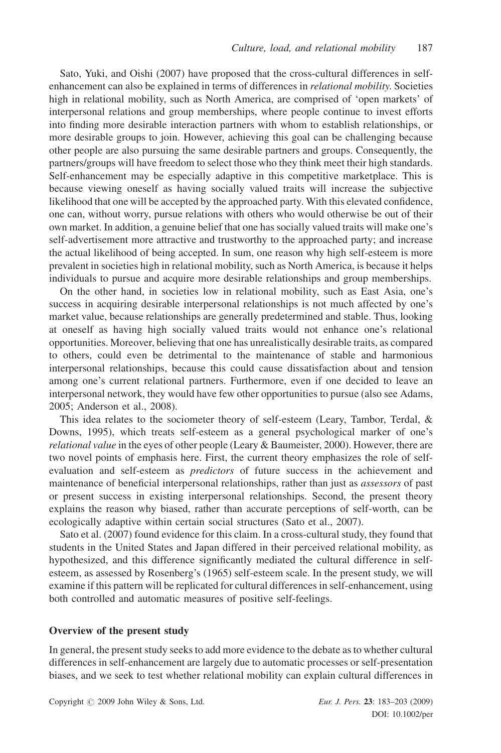Sato, Yuki, and Oishi (2007) have proposed that the cross-cultural differences in self-enhancement can also be explained in terms of differences in *relational mobility*. Societies high in relational mobility, such as North America, are comprised of 'open markets' of interpersonal relations and group memberships, where people continue to invest efforts into finding more desirable interaction partners with whom to establish relationships, or more desirable groups to join. However, achieving this goal can be challenging because other people are also pursuing the same desirable partners and groups. Consequently, the partners/groups will have freedom to select those who they think meet their high standards. Self-enhancement may be especially adaptive in this competitive marketplace. This is because viewing oneself as having socially valued traits will increase the subjective likelihood that one will be accepted by the approached party. With this elevated confidence, one can, without worry, pursue relations with others who would otherwise be out of their own market. In addition, a genuine belief that one has socially valued traits will make one's self-advertisement more attractive and trustworthy to the approached party; and increase the actual likelihood of being accepted. In sum, one reason why high self-esteem is more prevalent in societies high in relational mobility, such as North America, is because it helps individuals to pursue and acquire more desirable relationships and group memberships.

On the other hand, in societies low in relational mobility, such as East Asia, one's success in acquiring desirable interpersonal relationships is not much affected by one's market value, because relationships are generally predetermined and stable. Thus, looking at oneself as having high socially valued traits would not enhance one's relational opportunities. Moreover, believing that one has unrealistically desirable traits, as compared to others, could even be detrimental to the maintenance of stable and harmonious interpersonal relationships, because this could cause dissatisfaction about and tension among one's current relational partners. Furthermore, even if one decided to leave an interpersonal network, they would have few other opportunities to pursue (also see Adams, 2005; Anderson et al., 2008).

This idea relates to the sociometer theory of self-esteem (Leary, Tambor, Terdal, & Downs, 1995), which treats self-esteem as a general psychological marker of one's *relational value* in the eyes of other people (Leary & Baumeister, 2000). However, there are two novel points of emphasis here. First, the current theory emphasizes the role of self-evaluation and self-esteem as *predictors* of future success in the achievement and maintenance of beneficial interpersonal relationships, rather than just as *assessors* of past or present success in existing interpersonal relationships. Second, the present theory explains the reason why biased, rather than accurate perceptions of self-worth, can be ecologically adaptive within certain social structures (Sato et al., 2007).

Sato et al. (2007) found evidence for this claim. In a cross-cultural study, they found that students in the United States and Japan differed in their perceived relational mobility, as hypothesized, and this difference significantly mediated the cultural difference in self-esteem, as assessed by Rosenberg's (1965) self-esteem scale. In the present study, we will examine if this pattern will be replicated for cultural differences in self-enhancement, using both controlled and automatic measures of positive self-feelings.

## Overview of the present study

In general, the present study seeks to add more evidence to the debate as to whether cultural differences in self-enhancement are largely due to automatic processes or self-presentation biases, and we seek to test whether relational mobility can explain cultural differences in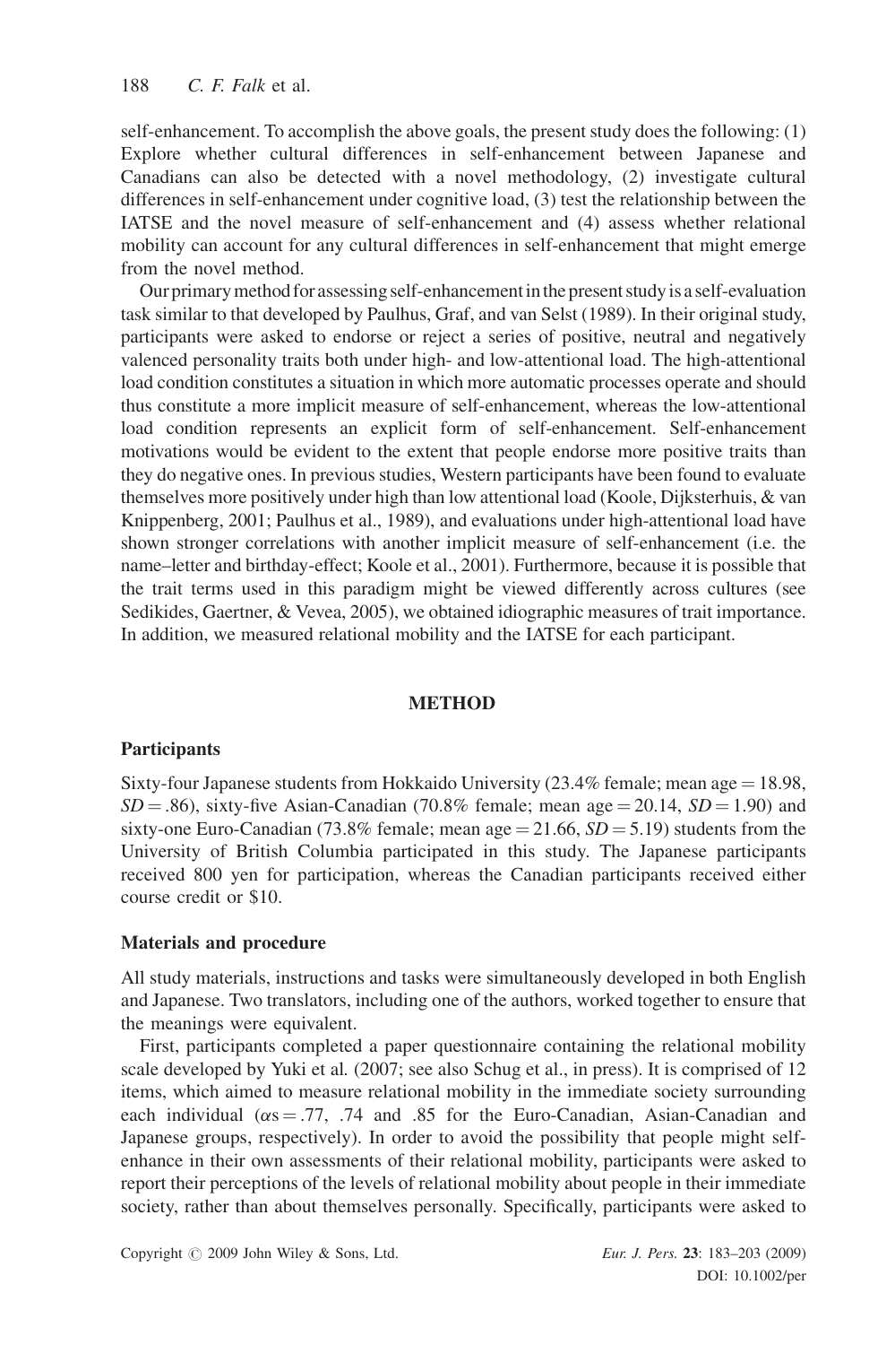self-enhancement. To accomplish the above goals, the present study does the following: (1) Explore whether cultural differences in self-enhancement between Japanese and Canadians can also be detected with a novel methodology, (2) investigate cultural differences in self-enhancement under cognitive load, (3) test the relationship between the IATSE and the novel measure of self-enhancement and (4) assess whether relational mobility can account for any cultural differences in self-enhancement that might emerge from the novel method.

Our primary method for assessing self-enhancement in the present study is a self-evaluation task similar to that developed by Paulhus, Graf, and van Selst (1989). In their original study, participants were asked to endorse or reject a series of positive, neutral and negatively valenced personality traits both under high- and low-attentional load. The high-attentional load condition constitutes a situation in which more automatic processes operate and should thus constitute a more implicit measure of self-enhancement, whereas the low-attentional load condition represents an explicit form of self-enhancement. Self-enhancement motivations would be evident to the extent that people endorse more positive traits than they do negative ones. In previous studies, Western participants have been found to evaluate themselves more positively under high than low attentional load (Koole, Dijksterhuis, & van Knippenberg, 2001; Paulhus et al., 1989), and evaluations under high-attentional load have shown stronger correlations with another implicit measure of self-enhancement (i.e. the name–letter and birthday-effect; Koole et al., 2001). Furthermore, because it is possible that the trait terms used in this paradigm might be viewed differently across cultures (see Sedikides, Gaertner, & Vevea, 2005), we obtained idiographic measures of trait importance. In addition, we measured relational mobility and the IATSE for each participant.

## METHOD

### Participants

Sixty-four Japanese students from Hokkaido University (23.4% female; mean age = 18.98, $SD = .86$), sixty-five Asian-Canadian (70.8% female; mean age = 20.14, $SD = 1.90$) and sixty-one Euro-Canadian (73.8% female; mean age = 21.66, $SD = 5.19$) students from the University of British Columbia participated in this study. The Japanese participants received 800 yen for participation, whereas the Canadian participants received either course credit or $10.

### Materials and procedure

All study materials, instructions and tasks were simultaneously developed in both English and Japanese. Two translators, including one of the authors, worked together to ensure that the meanings were equivalent.

First, participants completed a paper questionnaire containing the relational mobility scale developed by Yuki et al. (2007; see also Schug et al., in press). It is comprised of 12 items, which aimed to measure relational mobility in the immediate society surrounding each individual ($\alpha s = .77$, .74 and .85 for the Euro-Canadian, Asian-Canadian and Japanese groups, respectively). In order to avoid the possibility that people might self-enhance in their own assessments of their relational mobility, participants were asked to report their perceptions of the levels of relational mobility about people in their immediate society, rather than about themselves personally. Specifically, participants were asked to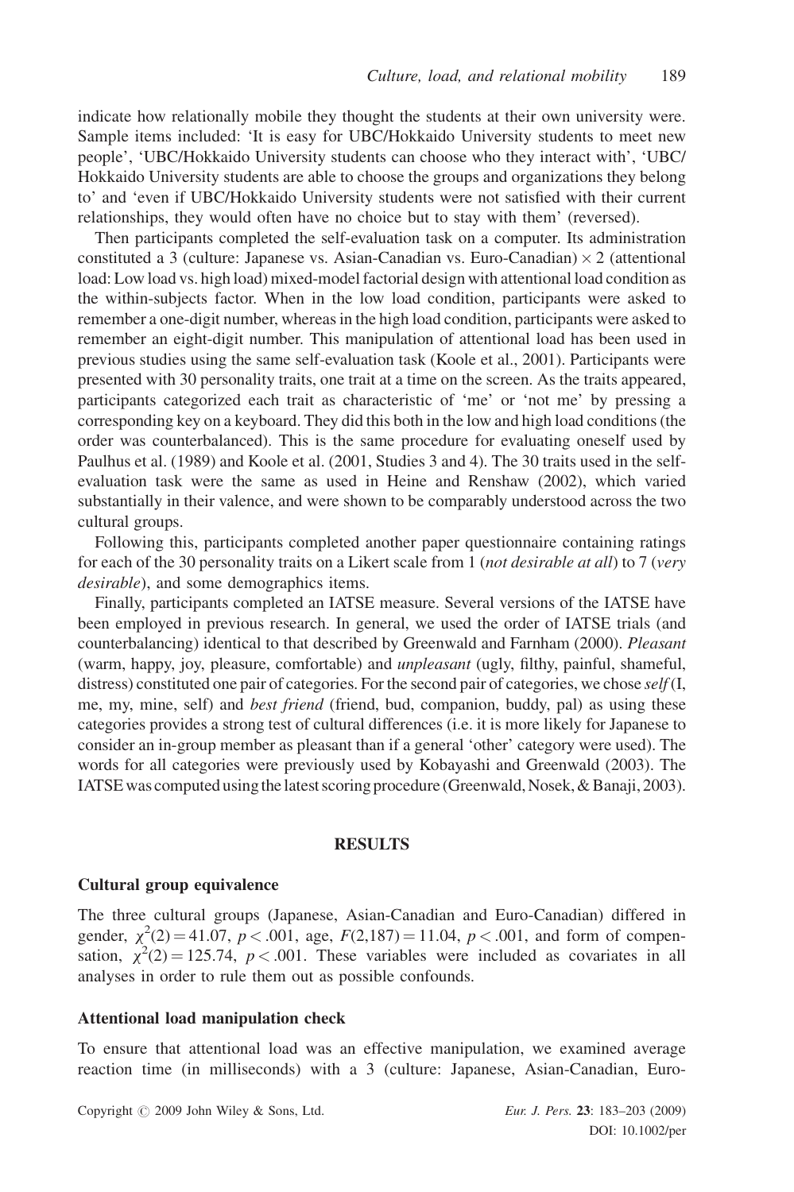indicate how relationally mobile they thought the students at their own university were. Sample items included: 'It is easy for UBC/Hokkaido University students to meet new people', 'UBC/Hokkaido University students can choose who they interact with', 'UBC/ Hokkaido University students are able to choose the groups and organizations they belong to' and 'even if UBC/Hokkaido University students were not satisfied with their current relationships, they would often have no choice but to stay with them' (reversed).

Then participants completed the self-evaluation task on a computer. Its administration constituted a 3 (culture: Japanese vs. Asian-Canadian vs. Euro-Canadian) $\times$ 2 (attentional load: Low load vs. high load) mixed-model factorial design with attentional load condition as the within-subjects factor. When in the low load condition, participants were asked to remember a one-digit number, whereas in the high load condition, participants were asked to remember an eight-digit number. This manipulation of attentional load has been used in previous studies using the same self-evaluation task (Koole et al., 2001). Participants were presented with 30 personality traits, one trait at a time on the screen. As the traits appeared, participants categorized each trait as characteristic of 'me' or 'not me' by pressing a corresponding key on a keyboard. They did this both in the low and high load conditions (the order was counterbalanced). This is the same procedure for evaluating oneself used by Paulhus et al. (1989) and Koole et al. (2001, Studies 3 and 4). The 30 traits used in the self-evaluation task were the same as used in Heine and Renshaw (2002), which varied substantially in their valence, and were shown to be comparably understood across the two cultural groups.

Following this, participants completed another paper questionnaire containing ratings for each of the 30 personality traits on a Likert scale from 1 (*not desirable at all*) to 7 (*very desirable*), and some demographics items.

Finally, participants completed an IATSE measure. Several versions of the IATSE have been employed in previous research. In general, we used the order of IATSE trials (and counterbalancing) identical to that described by Greenwald and Farnham (2000). *Pleasant* (warm, happy, joy, pleasure, comfortable) and *unpleasant* (ugly, filthy, painful, shameful, distress) constituted one pair of categories. For the second pair of categories, we chose *self* (I, me, my, mine, self) and *best friend* (friend, bud, companion, buddy, pal) as using these categories provides a strong test of cultural differences (i.e. it is more likely for Japanese to consider an in-group member as pleasant than if a general 'other' category were used). The words for all categories were previously used by Kobayashi and Greenwald (2003). The IATSE was computed using the latest scoring procedure (Greenwald, Nosek, & Banaji, 2003).

## RESULTS

### Cultural group equivalence

The three cultural groups (Japanese, Asian-Canadian and Euro-Canadian) differed in gender, $\chi^2(2) = 41.07$, $p < .001$, age, $F(2,187) = 11.04$, $p < .001$, and form of compensation, $\chi^2(2) = 125.74$, $p < .001$. These variables were included as covariates in all analyses in order to rule them out as possible confounds.

### Attentional load manipulation check

To ensure that attentional load was an effective manipulation, we examined average reaction time (in milliseconds) with a 3 (culture: Japanese, Asian-Canadian, Euro-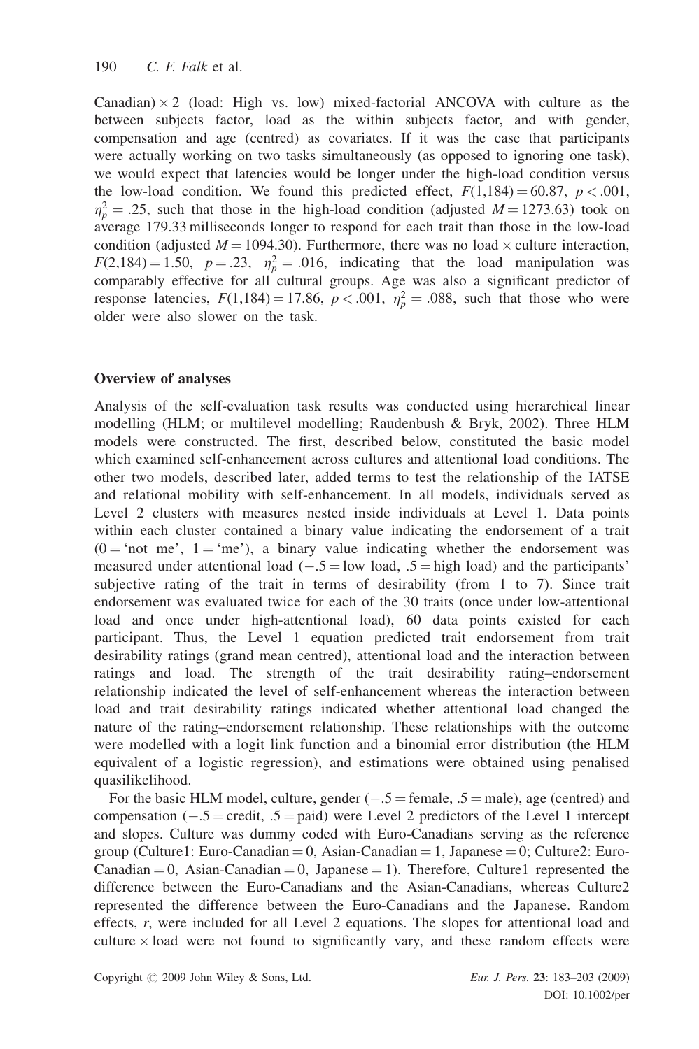Canadian) $\times$ 2 (load: High vs. low) mixed-factorial ANCOVA with culture as the between subjects factor, load as the within subjects factor, and with gender, compensation and age (centred) as covariates. If it was the case that participants were actually working on two tasks simultaneously (as opposed to ignoring one task), we would expect that latencies would be longer under the high-load condition versus the low-load condition. We found this predicted effect, $F(1,184) = 60.87$, $p < .001$, $\eta_p^2 = .25$, such that those in the high-load condition (adjusted $M = 1273.63$) took on average 179.33 milliseconds longer to respond for each trait than those in the low-load condition (adjusted $M = 1094.30$). Furthermore, there was no load $\times$ culture interaction, $F(2,184) = 1.50$, $p = .23$, $\eta_p^2 = .016$, indicating that the load manipulation was comparably effective for all cultural groups. Age was also a significant predictor of response latencies, $F(1,184) = 17.86$, $p < .001$, $\eta_p^2 = .088$, such that those who were older were also slower on the task.

## Overview of analyses

Analysis of the self-evaluation task results was conducted using hierarchical linear modelling (HLM; or multilevel modelling; Raudenbush & Bryk, 2002). Three HLM models were constructed. The first, described below, constituted the basic model which examined self-enhancement across cultures and attentional load conditions. The other two models, described later, added terms to test the relationship of the IATSE and relational mobility with self-enhancement. In all models, individuals served as Level 2 clusters with measures nested inside individuals at Level 1. Data points within each cluster contained a binary value indicating the endorsement of a trait (0 = 'not me', 1 = 'me'), a binary value indicating whether the endorsement was measured under attentional load ($-.5$ = low load, .5 = high load) and the participants' subjective rating of the trait in terms of desirability (from 1 to 7). Since trait endorsement was evaluated twice for each of the 30 traits (once under low-attentional load and once under high-attentional load), 60 data points existed for each participant. Thus, the Level 1 equation predicted trait endorsement from trait desirability ratings (grand mean centred), attentional load and the interaction between ratings and load. The strength of the trait desirability rating–endorsement relationship indicated the level of self-enhancement whereas the interaction between load and trait desirability ratings indicated whether attentional load changed the nature of the rating–endorsement relationship. These relationships with the outcome were modelled with a logit link function and a binomial error distribution (the HLM equivalent of a logistic regression), and estimations were obtained using penalised quasilikelihood.

For the basic HLM model, culture, gender ($-.5$ = female, .5 = male), age (centred) and compensation ($-.5$ = credit, .5 = paid) were Level 2 predictors of the Level 1 intercept and slopes. Culture was dummy coded with Euro-Canadians serving as the reference group (Culture1: Euro-Canadian = 0, Asian-Canadian = 1, Japanese = 0; Culture2: Euro-Canadian = 0, Asian-Canadian = 0, Japanese = 1). Therefore, Culture1 represented the difference between the Euro-Canadians and the Asian-Canadians, whereas Culture2 represented the difference between the Euro-Canadians and the Japanese. Random effects, $r$, were included for all Level 2 equations. The slopes for attentional load and culture $\times$ load were not found to significantly vary, and these random effects were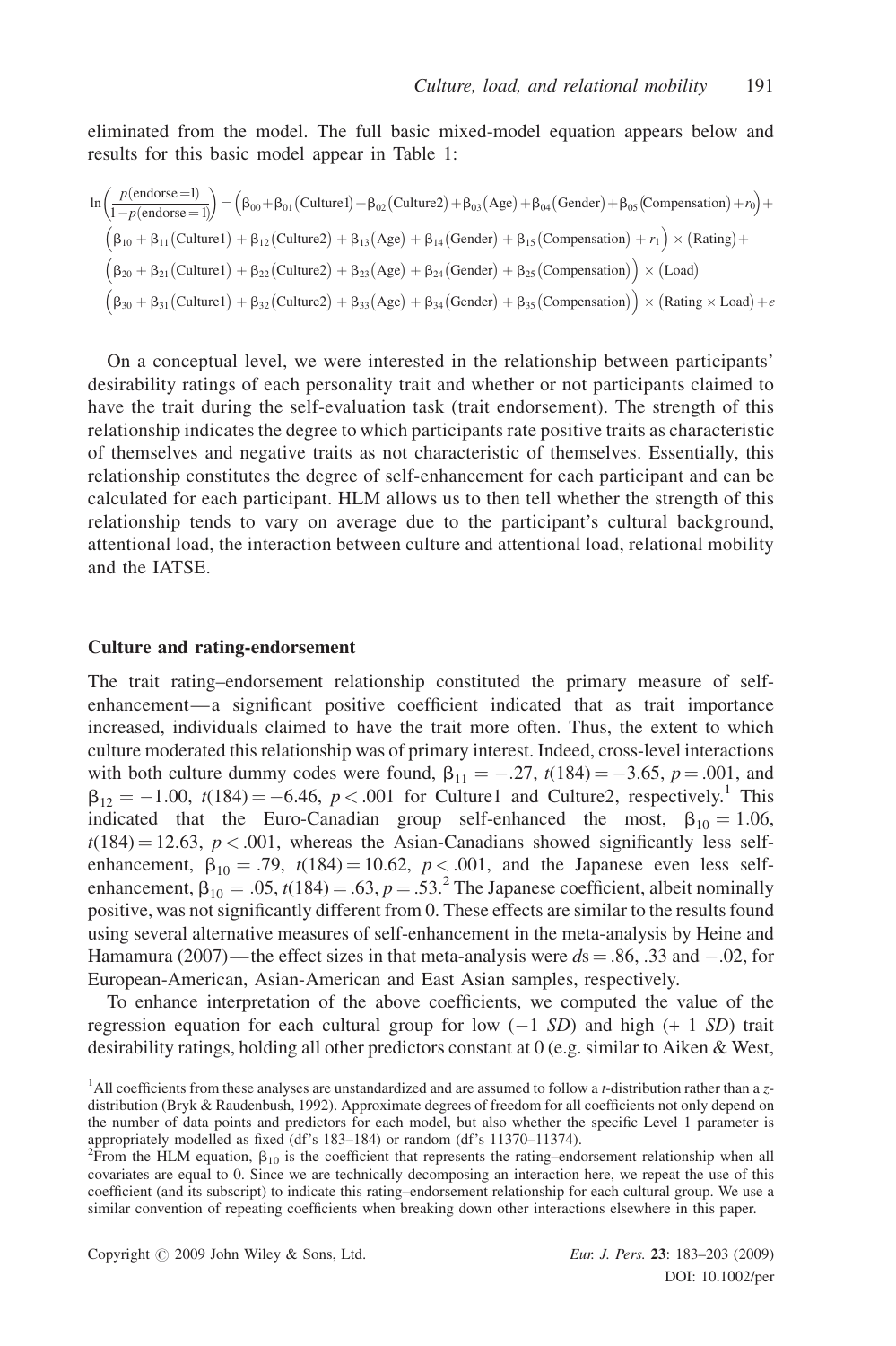eliminated from the model. The full basic mixed-model equation appears below and results for this basic model appear in Table 1:

$$\ln\left(\frac{p(\text{endorse}=1)}{1-p(\text{endorse}=1)}\right) = \left(\beta_{00}+\beta_{01}(\text{Culture1})+\beta_{02}(\text{Culture2})+\beta_{03}(\text{Age})+\beta_{04}(\text{Gender})+\beta_{05}(\text{Compensation})+r_0\right)+$$
$$\left(\beta_{10}+\beta_{11}(\text{Culture1})+\beta_{12}(\text{Culture2})+\beta_{13}(\text{Age})+\beta_{14}(\text{Gender})+\beta_{15}(\text{Compensation})+r_1\right)\times(\text{Rating})+$$
$$\left(\beta_{20}+\beta_{21}(\text{Culture1})+\beta_{22}(\text{Culture2})+\beta_{23}(\text{Age})+\beta_{24}(\text{Gender})+\beta_{25}(\text{Compensation})\right)\times(\text{Load})$$
$$\left(\beta_{30}+\beta_{31}(\text{Culture1})+\beta_{32}(\text{Culture2})+\beta_{33}(\text{Age})+\beta_{34}(\text{Gender})+\beta_{35}(\text{Compensation})\right)\times(\text{Rating}\times\text{Load})+e$$

On a conceptual level, we were interested in the relationship between participants' desirability ratings of each personality trait and whether or not participants claimed to have the trait during the self-evaluation task (trait endorsement). The strength of this relationship indicates the degree to which participants rate positive traits as characteristic of themselves and negative traits as not characteristic of themselves. Essentially, this relationship constitutes the degree of self-enhancement for each participant and can be calculated for each participant. HLM allows us to then tell whether the strength of this relationship tends to vary on average due to the participant's cultural background, attentional load, the interaction between culture and attentional load, relational mobility and the IATSE.

### Culture and rating-endorsement

The trait rating–endorsement relationship constituted the primary measure of self-enhancement—a significant positive coefficient indicated that as trait importance increased, individuals claimed to have the trait more often. Thus, the extent to which culture moderated this relationship was of primary interest. Indeed, cross-level interactions with both culture dummy codes were found, $\beta_{11} = -.27$, $t(184) = -3.65$, $p = .001$, and $\beta_{12} = -1.00$, $t(184) = -6.46$, $p < .001$ for Culture1 and Culture2, respectively.[1] This indicated that the Euro-Canadian group self-enhanced the most, $\beta_{10} = 1.06$, $t(184) = 12.63$, $p < .001$, whereas the Asian-Canadians showed significantly less self-enhancement, $\beta_{10} = .79$, $t(184) = 10.62$, $p < .001$, and the Japanese even less self-enhancement, $\beta_{10} = .05$, $t(184) = .63$, $p = .53$.[2] The Japanese coefficient, albeit nominally positive, was not significantly different from 0. These effects are similar to the results found using several alternative measures of self-enhancement in the meta-analysis by Heine and Hamamura (2007)—the effect sizes in that meta-analysis were $d$s = .86, .33 and −.02, for European-American, Asian-American and East Asian samples, respectively.

To enhance interpretation of the above coefficients, we computed the value of the regression equation for each cultural group for low (−1 *SD*) and high (+ 1 *SD*) trait desirability ratings, holding all other predictors constant at 0 (e.g. similar to Aiken & West,

[1]All coefficients from these analyses are unstandardized and are assumed to follow a $t$-distribution rather than a $z$-distribution (Bryk & Raudenbush, 1992). Approximate degrees of freedom for all coefficients not only depend on the number of data points and predictors for each model, but also whether the specific Level 1 parameter is appropriately modelled as fixed (df's 183–184) or random (df's 11370–11374).

[2]From the HLM equation, $\beta_{10}$ is the coefficient that represents the rating–endorsement relationship when all covariates are equal to 0. Since we are technically decomposing an interaction here, we repeat the use of this coefficient (and its subscript) to indicate this rating–endorsement relationship for each cultural group. We use a similar convention of repeating coefficients when breaking down other interactions elsewhere in this paper.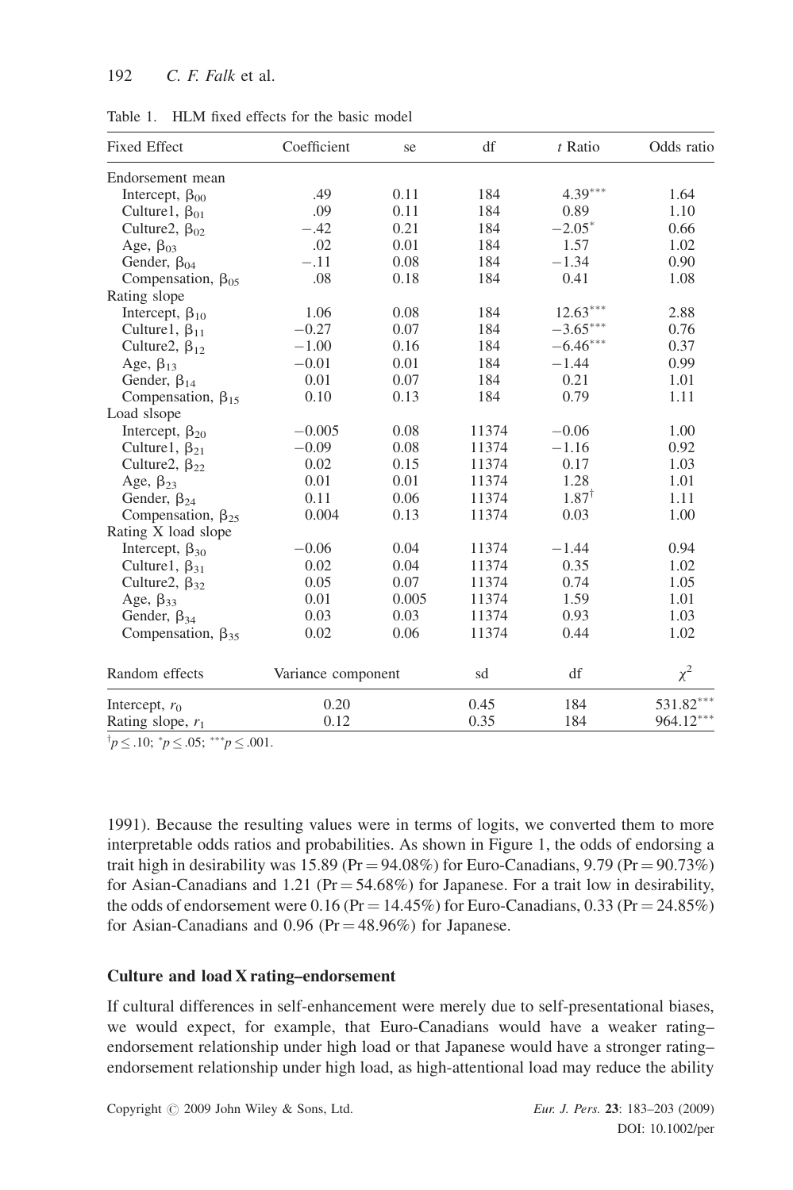Table 1. HLM fixed effects for the basic model

| Fixed Effect | Coefficient | se | df | $t$ Ratio | Odds ratio |
|---|---|---|---|---|---|
| Endorsement mean | | | | | |
| Intercept, $\beta_{00}$ | .49 | 0.11 | 184 | 4.39*** | 1.64 |
| Culture1, $\beta_{01}$ | .09 | 0.11 | 184 | 0.89 | 1.10 |
| Culture2, $\beta_{02}$ | −.42 | 0.21 | 184 | −2.05* | 0.66 |
| Age, $\beta_{03}$ | .02 | 0.01 | 184 | 1.57 | 1.02 |
| Gender, $\beta_{04}$ | −.11 | 0.08 | 184 | −1.34 | 0.90 |
| Compensation, $\beta_{05}$ | .08 | 0.18 | 184 | 0.41 | 1.08 |
| Rating slope | | | | | |
| Intercept, $\beta_{10}$ | 1.06 | 0.08 | 184 | 12.63*** | 2.88 |
| Culture1, $\beta_{11}$ | −0.27 | 0.07 | 184 | −3.65*** | 0.76 |
| Culture2, $\beta_{12}$ | −1.00 | 0.16 | 184 | −6.46*** | 0.37 |
| Age, $\beta_{13}$ | −0.01 | 0.01 | 184 | −1.44 | 0.99 |
| Gender, $\beta_{14}$ | 0.01 | 0.07 | 184 | 0.21 | 1.01 |
| Compensation, $\beta_{15}$ | 0.10 | 0.13 | 184 | 0.79 | 1.11 |
| Load slsope | | | | | |
| Intercept, $\beta_{20}$ | −0.005 | 0.08 | 11374 | −0.06 | 1.00 |
| Culture1, $\beta_{21}$ | −0.09 | 0.08 | 11374 | −1.16 | 0.92 |
| Culture2, $\beta_{22}$ | 0.02 | 0.15 | 11374 | 0.17 | 1.03 |
| Age, $\beta_{23}$ | 0.01 | 0.01 | 11374 | 1.28 | 1.01 |
| Gender, $\beta_{24}$ | 0.11 | 0.06 | 11374 | 1.87† | 1.11 |
| Compensation, $\beta_{25}$ | 0.004 | 0.13 | 11374 | 0.03 | 1.00 |
| Rating X load slope | | | | | |
| Intercept, $\beta_{30}$ | −0.06 | 0.04 | 11374 | −1.44 | 0.94 |
| Culture1, $\beta_{31}$ | 0.02 | 0.04 | 11374 | 0.35 | 1.02 |
| Culture2, $\beta_{32}$ | 0.05 | 0.07 | 11374 | 0.74 | 1.05 |
| Age, $\beta_{33}$ | 0.01 | 0.005 | 11374 | 1.59 | 1.01 |
| Gender, $\beta_{34}$ | 0.03 | 0.03 | 11374 | 0.93 | 1.03 |
| Compensation, $\beta_{35}$ | 0.02 | 0.06 | 11374 | 0.44 | 1.02 |

| Random effects | Variance component | sd | df | $\chi^2$ |
|---|---|---|---|---|
| Intercept, $r_0$ | 0.20 | 0.45 | 184 | 531.82*** |
| Rating slope, $r_1$ | 0.12 | 0.35 | 184 | 964.12*** |

†$p \leq .10$; *$p \leq .05$; ***$p \leq .001$.

1991). Because the resulting values were in terms of logits, we converted them to more interpretable odds ratios and probabilities. As shown in Figure 1, the odds of endorsing a trait high in desirability was 15.89 (Pr = 94.08%) for Euro-Canadians, 9.79 (Pr = 90.73%) for Asian-Canadians and 1.21 (Pr = 54.68%) for Japanese. For a trait low in desirability, the odds of endorsement were 0.16 (Pr = 14.45%) for Euro-Canadians, 0.33 (Pr = 24.85%) for Asian-Canadians and 0.96 (Pr = 48.96%) for Japanese.

### Culture and load X rating–endorsement

If cultural differences in self-enhancement were merely due to self-presentational biases, we would expect, for example, that Euro-Canadians would have a weaker rating–endorsement relationship under high load or that Japanese would have a stronger rating–endorsement relationship under high load, as high-attentional load may reduce the ability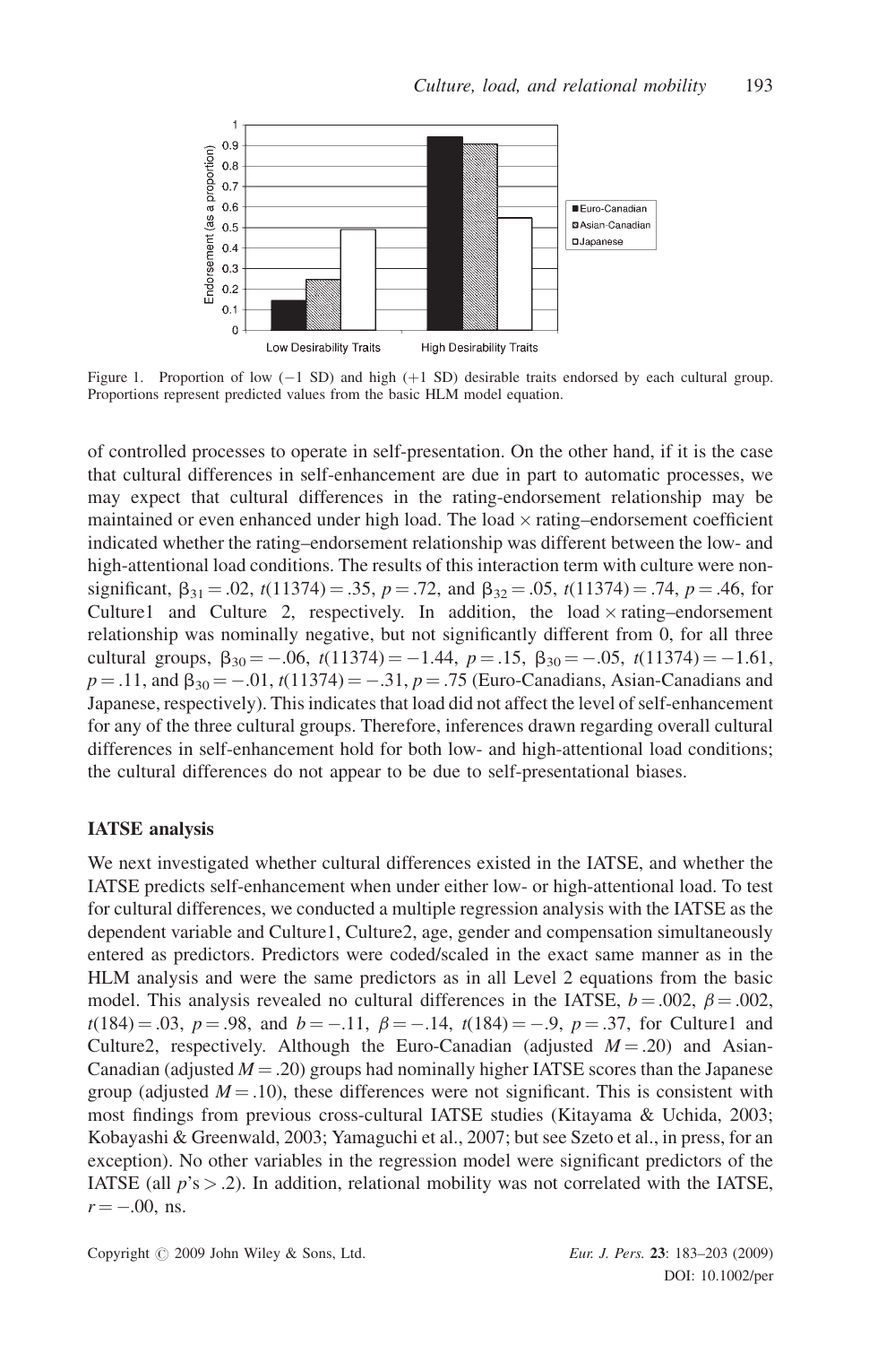Figure 1. Proportion of low (−1 SD) and high (+1 SD) desirable traits endorsed by each cultural group. Proportions represent predicted values from the basic HLM model equation.

of controlled processes to operate in self-presentation. On the other hand, if it is the case that cultural differences in self-enhancement are due in part to automatic processes, we may expect that cultural differences in the rating-endorsement relationship may be maintained or even enhanced under high load. The load × rating–endorsement coefficient indicated whether the rating–endorsement relationship was different between the low- and high-attentional load conditions. The results of this interaction term with culture were non-significant, $\beta_{31} = .02$, $t(11374) = .35$, $p = .72$, and $\beta_{32} = .05$, $t(11374) = .74$, $p = .46$, for Culture1 and Culture 2, respectively. In addition, the load × rating–endorsement relationship was nominally negative, but not significantly different from 0, for all three cultural groups, $\beta_{30} = -.06$, $t(11374) = -1.44$, $p = .15$, $\beta_{30} = -.05$, $t(11374) = -1.61$, $p = .11$, and $\beta_{30} = -.01$, $t(11374) = -.31$, $p = .75$ (Euro-Canadians, Asian-Canadians and Japanese, respectively). This indicates that load did not affect the level of self-enhancement for any of the three cultural groups. Therefore, inferences drawn regarding overall cultural differences in self-enhancement hold for both low- and high-attentional load conditions; the cultural differences do not appear to be due to self-presentational biases.

### IATSE analysis

We next investigated whether cultural differences existed in the IATSE, and whether the IATSE predicts self-enhancement when under either low- or high-attentional load. To test for cultural differences, we conducted a multiple regression analysis with the IATSE as the dependent variable and Culture1, Culture2, age, gender and compensation simultaneously entered as predictors. Predictors were coded/scaled in the exact same manner as in the HLM analysis and were the same predictors as in all Level 2 equations from the basic model. This analysis revealed no cultural differences in the IATSE, $b = .002$, $\beta = .002$, $t(184) = .03$, $p = .98$, and $b = -.11$, $\beta = -.14$, $t(184) = -.9$, $p = .37$, for Culture1 and Culture2, respectively. Although the Euro-Canadian (adjusted $M = .20$) and Asian-Canadian (adjusted $M = .20$) groups had nominally higher IATSE scores than the Japanese group (adjusted $M = .10$), these differences were not significant. This is consistent with most findings from previous cross-cultural IATSE studies (Kitayama & Uchida, 2003; Kobayashi & Greenwald, 2003; Yamaguchi et al., 2007; but see Szeto et al., in press, for an exception). No other variables in the regression model were significant predictors of the IATSE (all $p$'s $> .2$). In addition, relational mobility was not correlated with the IATSE, $r = -.00$, ns.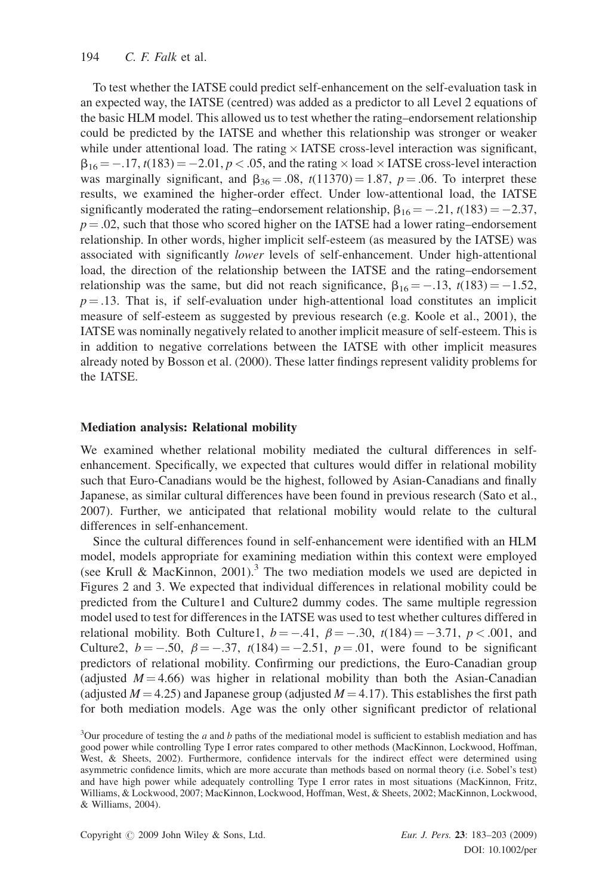To test whether the IATSE could predict self-enhancement on the self-evaluation task in an expected way, the IATSE (centred) was added as a predictor to all Level 2 equations of the basic HLM model. This allowed us to test whether the rating–endorsement relationship could be predicted by the IATSE and whether this relationship was stronger or weaker while under attentional load. The rating × IATSE cross-level interaction was significant, $\beta_{16} = -.17$, $t(183) = -2.01$, $p < .05$, and the rating × load × IATSE cross-level interaction was marginally significant, and $\beta_{36} = .08$, $t(11370) = 1.87$, $p = .06$. To interpret these results, we examined the higher-order effect. Under low-attentional load, the IATSE significantly moderated the rating–endorsement relationship, $\beta_{16} = -.21$, $t(183) = -2.37$, $p = .02$, such that those who scored higher on the IATSE had a lower rating–endorsement relationship. In other words, higher implicit self-esteem (as measured by the IATSE) was associated with significantly *lower* levels of self-enhancement. Under high-attentional load, the direction of the relationship between the IATSE and the rating–endorsement relationship was the same, but did not reach significance, $\beta_{16} = -.13$, $t(183) = -1.52$, $p = .13$. That is, if self-evaluation under high-attentional load constitutes an implicit measure of self-esteem as suggested by previous research (e.g. Koole et al., 2001), the IATSE was nominally negatively related to another implicit measure of self-esteem. This is in addition to negative correlations between the IATSE with other implicit measures already noted by Bosson et al. (2000). These latter findings represent validity problems for the IATSE.

### Mediation analysis: Relational mobility

We examined whether relational mobility mediated the cultural differences in self-enhancement. Specifically, we expected that cultures would differ in relational mobility such that Euro-Canadians would be the highest, followed by Asian-Canadians and finally Japanese, as similar cultural differences have been found in previous research (Sato et al., 2007). Further, we anticipated that relational mobility would relate to the cultural differences in self-enhancement.

Since the cultural differences found in self-enhancement were identified with an HLM model, models appropriate for examining mediation within this context were employed (see Krull & MacKinnon, 2001).[3] The two mediation models we used are depicted in Figures 2 and 3. We expected that individual differences in relational mobility could be predicted from the Culture1 and Culture2 dummy codes. The same multiple regression model used to test for differences in the IATSE was used to test whether cultures differed in relational mobility. Both Culture1, $b = -.41$, $\beta = -.30$, $t(184) = -3.71$, $p < .001$, and Culture2, $b = -.50$, $\beta = -.37$, $t(184) = -2.51$, $p = .01$, were found to be significant predictors of relational mobility. Confirming our predictions, the Euro-Canadian group (adjusted $M = 4.66$) was higher in relational mobility than both the Asian-Canadian (adjusted $M = 4.25$) and Japanese group (adjusted $M = 4.17$). This establishes the first path for both mediation models. Age was the only other significant predictor of relational

[3]Our procedure of testing the *a* and *b* paths of the mediational model is sufficient to establish mediation and has good power while controlling Type I error rates compared to other methods (MacKinnon, Lockwood, Hoffman, West, & Sheets, 2002). Furthermore, confidence intervals for the indirect effect were determined using asymmetric confidence limits, which are more accurate than methods based on normal theory (i.e. Sobel's test) and have high power while adequately controlling Type I error rates in most situations (MacKinnon, Fritz, Williams, & Lockwood, 2007; MacKinnon, Lockwood, Hoffman, West, & Sheets, 2002; MacKinnon, Lockwood, & Williams, 2004).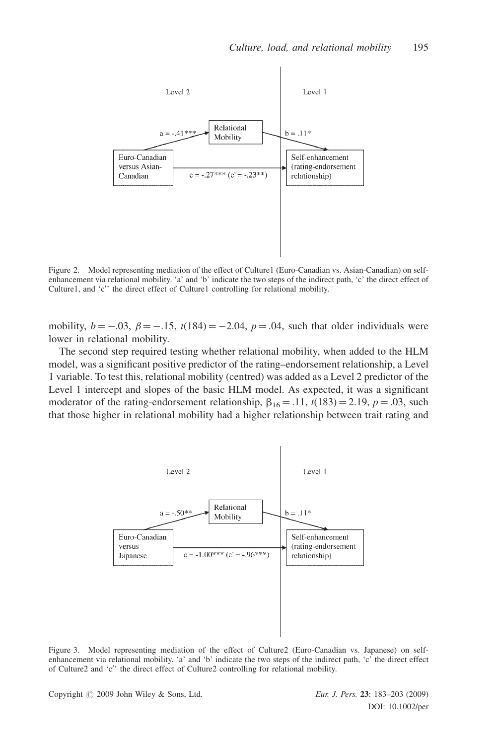Level 2 | Level 1

Euro-Canadian versus Asian-Canadian → (a = -.41***) → Relational Mobility → (b = .11*) → Self-enhancement (rating-endorsement relationship)

Euro-Canadian versus Asian-Canadian → c = -.27*** (c' = -.23**) → Self-enhancement (rating-endorsement relationship)

Figure 2. Model representing mediation of the effect of Culture1 (Euro-Canadian vs. Asian-Canadian) on self-enhancement via relational mobility. 'a' and 'b' indicate the two steps of the indirect path, 'c' the direct effect of Culture1, and 'c′' the direct effect of Culture1 controlling for relational mobility.

mobility, $b = -.03$, $\beta = -.15$, $t(184) = -2.04$, $p = .04$, such that older individuals were lower in relational mobility.

The second step required testing whether relational mobility, when added to the HLM model, was a significant positive predictor of the rating–endorsement relationship, a Level 1 variable. To test this, relational mobility (centred) was added as a Level 2 predictor of the Level 1 intercept and slopes of the basic HLM model. As expected, it was a significant moderator of the rating-endorsement relationship, $\beta_{16} = .11$, $t(183) = 2.19$, $p = .03$, such that those higher in relational mobility had a higher relationship between trait rating and

Level 2 | Level 1

Euro-Canadian versus Japanese → (a = -.50**) → Relational Mobility → (b = .11*) → Self-enhancement (rating-endorsement relationship)

Euro-Canadian versus Japanese → c = -1.00*** (c' = -.96***) → Self-enhancement (rating-endorsement relationship)

Figure 3. Model representing mediation of the effect of Culture2 (Euro-Canadian vs. Japanese) on self-enhancement via relational mobility. 'a' and 'b' indicate the two steps of the indirect path, 'c' the direct effect of Culture2 and 'c′' the direct effect of Culture2 controlling for relational mobility.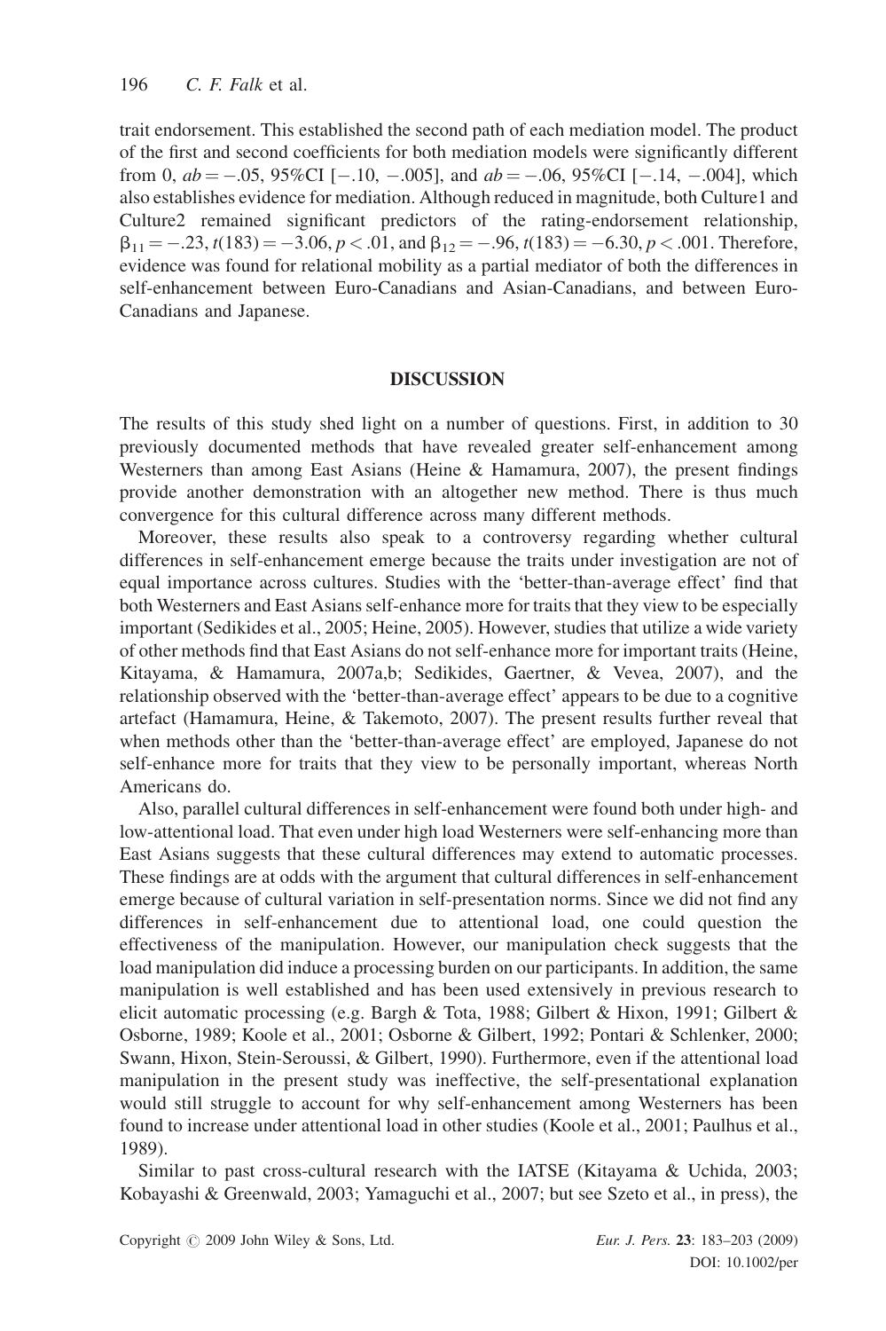trait endorsement. This established the second path of each mediation model. The product of the first and second coefficients for both mediation models were significantly different from 0, $ab = -.05$, 95%CI $[-.10, -.005]$, and $ab = -.06$, 95%CI $[-.14, -.004]$, which also establishes evidence for mediation. Although reduced in magnitude, both Culture1 and Culture2 remained significant predictors of the rating-endorsement relationship, $\beta_{11} = -.23$, $t(183) = -3.06$, $p < .01$, and $\beta_{12} = -.96$, $t(183) = -6.30$, $p < .001$. Therefore, evidence was found for relational mobility as a partial mediator of both the differences in self-enhancement between Euro-Canadians and Asian-Canadians, and between Euro-Canadians and Japanese.

## DISCUSSION

The results of this study shed light on a number of questions. First, in addition to 30 previously documented methods that have revealed greater self-enhancement among Westerners than among East Asians (Heine & Hamamura, 2007), the present findings provide another demonstration with an altogether new method. There is thus much convergence for this cultural difference across many different methods.

Moreover, these results also speak to a controversy regarding whether cultural differences in self-enhancement emerge because the traits under investigation are not of equal importance across cultures. Studies with the 'better-than-average effect' find that both Westerners and East Asians self-enhance more for traits that they view to be especially important (Sedikides et al., 2005; Heine, 2005). However, studies that utilize a wide variety of other methods find that East Asians do not self-enhance more for important traits (Heine, Kitayama, & Hamamura, 2007a,b; Sedikides, Gaertner, & Vevea, 2007), and the relationship observed with the 'better-than-average effect' appears to be due to a cognitive artefact (Hamamura, Heine, & Takemoto, 2007). The present results further reveal that when methods other than the 'better-than-average effect' are employed, Japanese do not self-enhance more for traits that they view to be personally important, whereas North Americans do.

Also, parallel cultural differences in self-enhancement were found both under high- and low-attentional load. That even under high load Westerners were self-enhancing more than East Asians suggests that these cultural differences may extend to automatic processes. These findings are at odds with the argument that cultural differences in self-enhancement emerge because of cultural variation in self-presentation norms. Since we did not find any differences in self-enhancement due to attentional load, one could question the effectiveness of the manipulation. However, our manipulation check suggests that the load manipulation did induce a processing burden on our participants. In addition, the same manipulation is well established and has been used extensively in previous research to elicit automatic processing (e.g. Bargh & Tota, 1988; Gilbert & Hixon, 1991; Gilbert & Osborne, 1989; Koole et al., 2001; Osborne & Gilbert, 1992; Pontari & Schlenker, 2000; Swann, Hixon, Stein-Seroussi, & Gilbert, 1990). Furthermore, even if the attentional load manipulation in the present study was ineffective, the self-presentational explanation would still struggle to account for why self-enhancement among Westerners has been found to increase under attentional load in other studies (Koole et al., 2001; Paulhus et al., 1989).

Similar to past cross-cultural research with the IATSE (Kitayama & Uchida, 2003; Kobayashi & Greenwald, 2003; Yamaguchi et al., 2007; but see Szeto et al., in press), the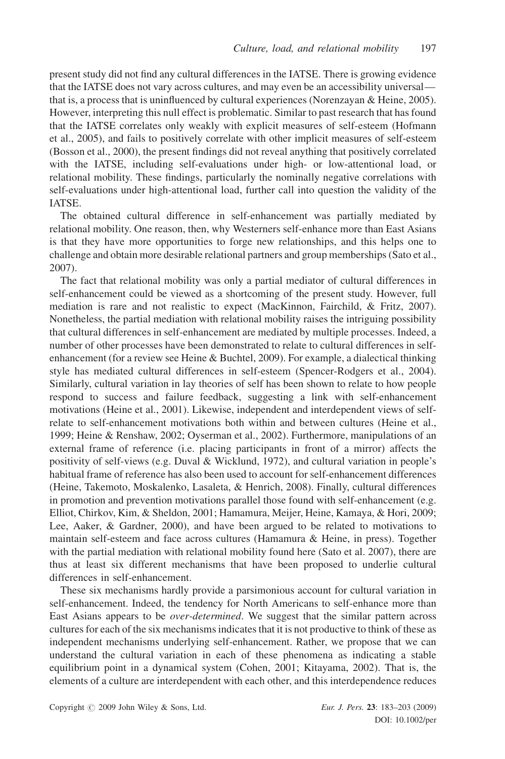present study did not find any cultural differences in the IATSE. There is growing evidence that the IATSE does not vary across cultures, and may even be an accessibility universal—that is, a process that is uninfluenced by cultural experiences (Norenzayan & Heine, 2005). However, interpreting this null effect is problematic. Similar to past research that has found that the IATSE correlates only weakly with explicit measures of self-esteem (Hofmann et al., 2005), and fails to positively correlate with other implicit measures of self-esteem (Bosson et al., 2000), the present findings did not reveal anything that positively correlated with the IATSE, including self-evaluations under high- or low-attentional load, or relational mobility. These findings, particularly the nominally negative correlations with self-evaluations under high-attentional load, further call into question the validity of the IATSE.

The obtained cultural difference in self-enhancement was partially mediated by relational mobility. One reason, then, why Westerners self-enhance more than East Asians is that they have more opportunities to forge new relationships, and this helps one to challenge and obtain more desirable relational partners and group memberships (Sato et al., 2007).

The fact that relational mobility was only a partial mediator of cultural differences in self-enhancement could be viewed as a shortcoming of the present study. However, full mediation is rare and not realistic to expect (MacKinnon, Fairchild, & Fritz, 2007). Nonetheless, the partial mediation with relational mobility raises the intriguing possibility that cultural differences in self-enhancement are mediated by multiple processes. Indeed, a number of other processes have been demonstrated to relate to cultural differences in self-enhancement (for a review see Heine & Buchtel, 2009). For example, a dialectical thinking style has mediated cultural differences in self-esteem (Spencer-Rodgers et al., 2004). Similarly, cultural variation in lay theories of self has been shown to relate to how people respond to success and failure feedback, suggesting a link with self-enhancement motivations (Heine et al., 2001). Likewise, independent and interdependent views of self-relate to self-enhancement motivations both within and between cultures (Heine et al., 1999; Heine & Renshaw, 2002; Oyserman et al., 2002). Furthermore, manipulations of an external frame of reference (i.e. placing participants in front of a mirror) affects the positivity of self-views (e.g. Duval & Wicklund, 1972), and cultural variation in people's habitual frame of reference has also been used to account for self-enhancement differences (Heine, Takemoto, Moskalenko, Lasaleta, & Henrich, 2008). Finally, cultural differences in promotion and prevention motivations parallel those found with self-enhancement (e.g. Elliot, Chirkov, Kim, & Sheldon, 2001; Hamamura, Meijer, Heine, Kamaya, & Hori, 2009; Lee, Aaker, & Gardner, 2000), and have been argued to be related to motivations to maintain self-esteem and face across cultures (Hamamura & Heine, in press). Together with the partial mediation with relational mobility found here (Sato et al. 2007), there are thus at least six different mechanisms that have been proposed to underlie cultural differences in self-enhancement.

These six mechanisms hardly provide a parsimonious account for cultural variation in self-enhancement. Indeed, the tendency for North Americans to self-enhance more than East Asians appears to be *over-determined*. We suggest that the similar pattern across cultures for each of the six mechanisms indicates that it is not productive to think of these as independent mechanisms underlying self-enhancement. Rather, we propose that we can understand the cultural variation in each of these phenomena as indicating a stable equilibrium point in a dynamical system (Cohen, 2001; Kitayama, 2002). That is, the elements of a culture are interdependent with each other, and this interdependence reduces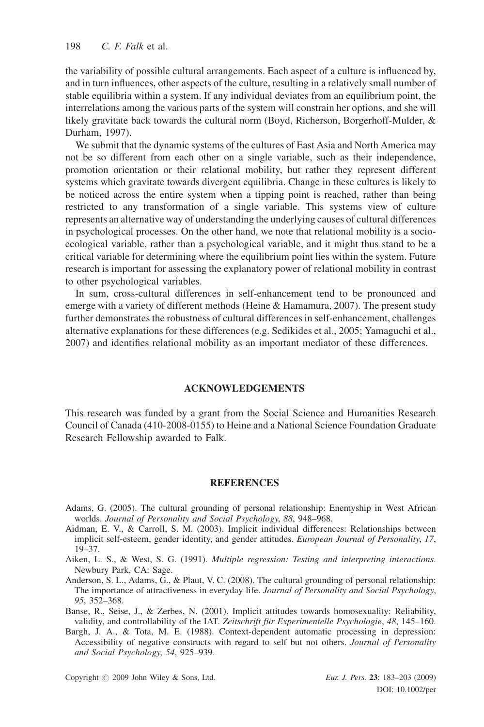the variability of possible cultural arrangements. Each aspect of a culture is influenced by, and in turn influences, other aspects of the culture, resulting in a relatively small number of stable equilibria within a system. If any individual deviates from an equilibrium point, the interrelations among the various parts of the system will constrain her options, and she will likely gravitate back towards the cultural norm (Boyd, Richerson, Borgerhoff-Mulder, & Durham, 1997).

We submit that the dynamic systems of the cultures of East Asia and North America may not be so different from each other on a single variable, such as their independence, promotion orientation or their relational mobility, but rather they represent different systems which gravitate towards divergent equilibria. Change in these cultures is likely to be noticed across the entire system when a tipping point is reached, rather than being restricted to any transformation of a single variable. This systems view of culture represents an alternative way of understanding the underlying causes of cultural differences in psychological processes. On the other hand, we note that relational mobility is a socio-ecological variable, rather than a psychological variable, and it might thus stand to be a critical variable for determining where the equilibrium point lies within the system. Future research is important for assessing the explanatory power of relational mobility in contrast to other psychological variables.

In sum, cross-cultural differences in self-enhancement tend to be pronounced and emerge with a variety of different methods (Heine & Hamamura, 2007). The present study further demonstrates the robustness of cultural differences in self-enhancement, challenges alternative explanations for these differences (e.g. Sedikides et al., 2005; Yamaguchi et al., 2007) and identifies relational mobility as an important mediator of these differences.

## ACKNOWLEDGEMENTS

This research was funded by a grant from the Social Science and Humanities Research Council of Canada (410-2008-0155) to Heine and a National Science Foundation Graduate Research Fellowship awarded to Falk.

## REFERENCES

Adams, G. (2005). The cultural grounding of personal relationship: Enemyship in West African worlds. *Journal of Personality and Social Psychology*, *88*, 948–968.

Aidman, E. V., & Carroll, S. M. (2003). Implicit individual differences: Relationships between implicit self-esteem, gender identity, and gender attitudes. *European Journal of Personality*, *17*, 19–37.

Aiken, L. S., & West, S. G. (1991). *Multiple regression: Testing and interpreting interactions*. Newbury Park, CA: Sage.

Anderson, S. L., Adams, G., & Plaut, V. C. (2008). The cultural grounding of personal relationship: The importance of attractiveness in everyday life. *Journal of Personality and Social Psychology*, *95*, 352–368.

Banse, R., Seise, J., & Zerbes, N. (2001). Implicit attitudes towards homosexuality: Reliability, validity, and controllability of the IAT. *Zeitschrift für Experimentelle Psychologie*, *48*, 145–160.

Bargh, J. A., & Tota, M. E. (1988). Context-dependent automatic processing in depression: Accessibility of negative constructs with regard to self but not others. *Journal of Personality and Social Psychology*, *54*, 925–939.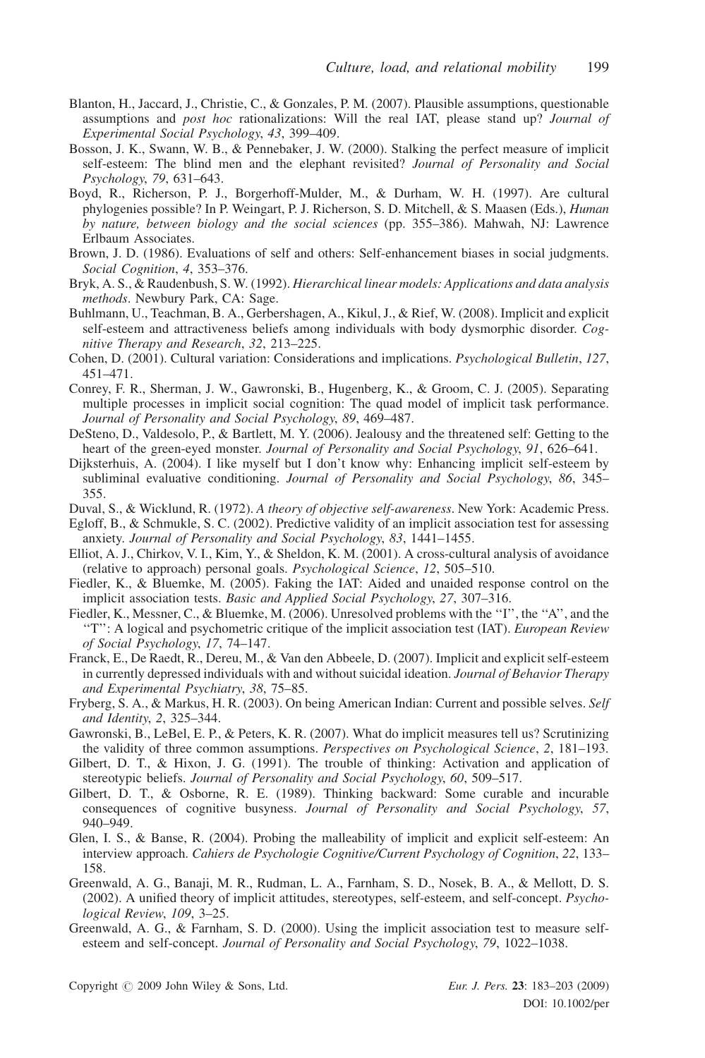Blanton, H., Jaccard, J., Christie, C., & Gonzales, P. M. (2007). Plausible assumptions, questionable assumptions and *post hoc* rationalizations: Will the real IAT, please stand up? *Journal of Experimental Social Psychology*, *43*, 399–409.

Bosson, J. K., Swann, W. B., & Pennebaker, J. W. (2000). Stalking the perfect measure of implicit self-esteem: The blind men and the elephant revisited? *Journal of Personality and Social Psychology*, *79*, 631–643.

Boyd, R., Richerson, P. J., Borgerhoff-Mulder, M., & Durham, W. H. (1997). Are cultural phylogenies possible? In P. Weingart, P. J. Richerson, S. D. Mitchell, & S. Maasen (Eds.), *Human by nature, between biology and the social sciences* (pp. 355–386). Mahwah, NJ: Lawrence Erlbaum Associates.

Brown, J. D. (1986). Evaluations of self and others: Self-enhancement biases in social judgments. *Social Cognition*, *4*, 353–376.

Bryk, A. S., & Raudenbush, S. W. (1992). *Hierarchical linear models: Applications and data analysis methods*. Newbury Park, CA: Sage.

Buhlmann, U., Teachman, B. A., Gerbershagen, A., Kikul, J., & Rief, W. (2008). Implicit and explicit self-esteem and attractiveness beliefs among individuals with body dysmorphic disorder. *Cognitive Therapy and Research*, *32*, 213–225.

Cohen, D. (2001). Cultural variation: Considerations and implications. *Psychological Bulletin*, *127*, 451–471.

Conrey, F. R., Sherman, J. W., Gawronski, B., Hugenberg, K., & Groom, C. J. (2005). Separating multiple processes in implicit social cognition: The quad model of implicit task performance. *Journal of Personality and Social Psychology*, *89*, 469–487.

DeSteno, D., Valdesolo, P., & Bartlett, M. Y. (2006). Jealousy and the threatened self: Getting to the heart of the green-eyed monster. *Journal of Personality and Social Psychology*, *91*, 626–641.

Dijksterhuis, A. (2004). I like myself but I don't know why: Enhancing implicit self-esteem by subliminal evaluative conditioning. *Journal of Personality and Social Psychology*, *86*, 345–355.

Duval, S., & Wicklund, R. (1972). *A theory of objective self-awareness*. New York: Academic Press.

Egloff, B., & Schmukle, S. C. (2002). Predictive validity of an implicit association test for assessing anxiety. *Journal of Personality and Social Psychology*, *83*, 1441–1455.

Elliot, A. J., Chirkov, V. I., Kim, Y., & Sheldon, K. M. (2001). A cross-cultural analysis of avoidance (relative to approach) personal goals. *Psychological Science*, *12*, 505–510.

Fiedler, K., & Bluemke, M. (2005). Faking the IAT: Aided and unaided response control on the implicit association tests. *Basic and Applied Social Psychology*, *27*, 307–316.

Fiedler, K., Messner, C., & Bluemke, M. (2006). Unresolved problems with the "I", the "A", and the "T": A logical and psychometric critique of the implicit association test (IAT). *European Review of Social Psychology*, *17*, 74–147.

Franck, E., De Raedt, R., Dereu, M., & Van den Abbeele, D. (2007). Implicit and explicit self-esteem in currently depressed individuals with and without suicidal ideation. *Journal of Behavior Therapy and Experimental Psychiatry*, *38*, 75–85.

Fryberg, S. A., & Markus, H. R. (2003). On being American Indian: Current and possible selves. *Self and Identity*, *2*, 325–344.

Gawronski, B., LeBel, E. P., & Peters, K. R. (2007). What do implicit measures tell us? Scrutinizing the validity of three common assumptions. *Perspectives on Psychological Science*, *2*, 181–193.

Gilbert, D. T., & Hixon, J. G. (1991). The trouble of thinking: Activation and application of stereotypic beliefs. *Journal of Personality and Social Psychology*, *60*, 509–517.

Gilbert, D. T., & Osborne, R. E. (1989). Thinking backward: Some curable and incurable consequences of cognitive busyness. *Journal of Personality and Social Psychology*, *57*, 940–949.

Glen, I. S., & Banse, R. (2004). Probing the malleability of implicit and explicit self-esteem: An interview approach. *Cahiers de Psychologie Cognitive/Current Psychology of Cognition*, *22*, 133–158.

Greenwald, A. G., Banaji, M. R., Rudman, L. A., Farnham, S. D., Nosek, B. A., & Mellott, D. S. (2002). A unified theory of implicit attitudes, stereotypes, self-esteem, and self-concept. *Psychological Review*, *109*, 3–25.

Greenwald, A. G., & Farnham, S. D. (2000). Using the implicit association test to measure self-esteem and self-concept. *Journal of Personality and Social Psychology*, *79*, 1022–1038.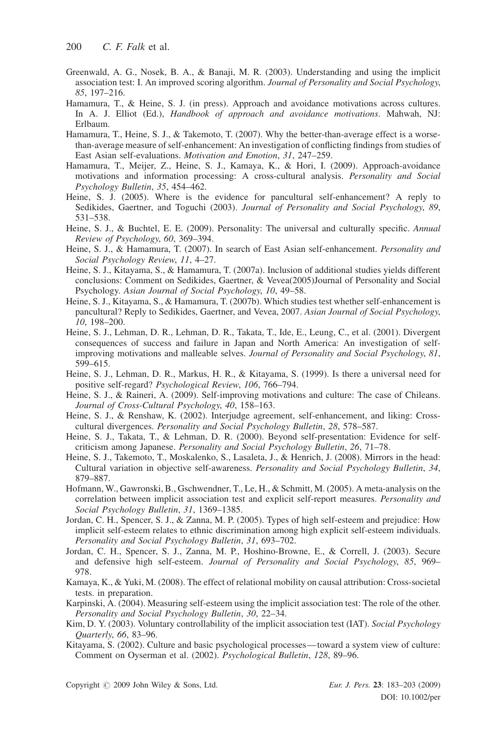Greenwald, A. G., Nosek, B. A., & Banaji, M. R. (2003). Understanding and using the implicit association test: I. An improved scoring algorithm. *Journal of Personality and Social Psychology*, *85*, 197–216.

Hamamura, T., & Heine, S. J. (in press). Approach and avoidance motivations across cultures. In A. J. Elliot (Ed.), *Handbook of approach and avoidance motivations*. Mahwah, NJ: Erlbaum.

Hamamura, T., Heine, S. J., & Takemoto, T. (2007). Why the better-than-average effect is a worse-than-average measure of self-enhancement: An investigation of conflicting findings from studies of East Asian self-evaluations. *Motivation and Emotion*, *31*, 247–259.

Hamamura, T., Meijer, Z., Heine, S. J., Kamaya, K., & Hori, I. (2009). Approach-avoidance motivations and information processing: A cross-cultural analysis. *Personality and Social Psychology Bulletin*, *35*, 454–462.

Heine, S. J. (2005). Where is the evidence for pancultural self-enhancement? A reply to Sedikides, Gaertner, and Toguchi (2003). *Journal of Personality and Social Psychology*, *89*, 531–538.

Heine, S. J., & Buchtel, E. E. (2009). Personality: The universal and culturally specific. *Annual Review of Psychology*, *60*, 369–394.

Heine, S. J., & Hamamura, T. (2007). In search of East Asian self-enhancement. *Personality and Social Psychology Review*, *11*, 4–27.

Heine, S. J., Kitayama, S., & Hamamura, T. (2007a). Inclusion of additional studies yields different conclusions: Comment on Sedikides, Gaertner, & Vevea(2005)Journal of Personality and Social Psychology. *Asian Journal of Social Psychology*, *10*, 49–58.

Heine, S. J., Kitayama, S., & Hamamura, T. (2007b). Which studies test whether self-enhancement is pancultural? Reply to Sedikides, Gaertner, and Vevea, 2007. *Asian Journal of Social Psychology*, *10*, 198–200.

Heine, S. J., Lehman, D. R., Lehman, D. R., Takata, T., Ide, E., Leung, C., et al. (2001). Divergent consequences of success and failure in Japan and North America: An investigation of self-improving motivations and malleable selves. *Journal of Personality and Social Psychology*, *81*, 599–615.

Heine, S. J., Lehman, D. R., Markus, H. R., & Kitayama, S. (1999). Is there a universal need for positive self-regard? *Psychological Review*, *106*, 766–794.

Heine, S. J., & Raineri, A. (2009). Self-improving motivations and culture: The case of Chileans. *Journal of Cross-Cultural Psychology*, *40*, 158–163.

Heine, S. J., & Renshaw, K. (2002). Interjudge agreement, self-enhancement, and liking: Cross-cultural divergences. *Personality and Social Psychology Bulletin*, *28*, 578–587.

Heine, S. J., Takata, T., & Lehman, D. R. (2000). Beyond self-presentation: Evidence for self-criticism among Japanese. *Personality and Social Psychology Bulletin*, *26*, 71–78.

Heine, S. J., Takemoto, T., Moskalenko, S., Lasaleta, J., & Henrich, J. (2008). Mirrors in the head: Cultural variation in objective self-awareness. *Personality and Social Psychology Bulletin*, *34*, 879–887.

Hofmann, W., Gawronski, B., Gschwendner, T., Le, H., & Schmitt, M. (2005). A meta-analysis on the correlation between implicit association test and explicit self-report measures. *Personality and Social Psychology Bulletin*, *31*, 1369–1385.

Jordan, C. H., Spencer, S. J., & Zanna, M. P. (2005). Types of high self-esteem and prejudice: How implicit self-esteem relates to ethnic discrimination among high explicit self-esteem individuals. *Personality and Social Psychology Bulletin*, *31*, 693–702.

Jordan, C. H., Spencer, S. J., Zanna, M. P., Hoshino-Browne, E., & Correll, J. (2003). Secure and defensive high self-esteem. *Journal of Personality and Social Psychology*, *85*, 969–978.

Kamaya, K., & Yuki, M. (2008). The effect of relational mobility on causal attribution: Cross-societal tests. in preparation.

Karpinski, A. (2004). Measuring self-esteem using the implicit association test: The role of the other. *Personality and Social Psychology Bulletin*, *30*, 22–34.

Kim, D. Y. (2003). Voluntary controllability of the implicit association test (IAT). *Social Psychology Quarterly*, *66*, 83–96.

Kitayama, S. (2002). Culture and basic psychological processes—toward a system view of culture: Comment on Oyserman et al. (2002). *Psychological Bulletin*, *128*, 89–96.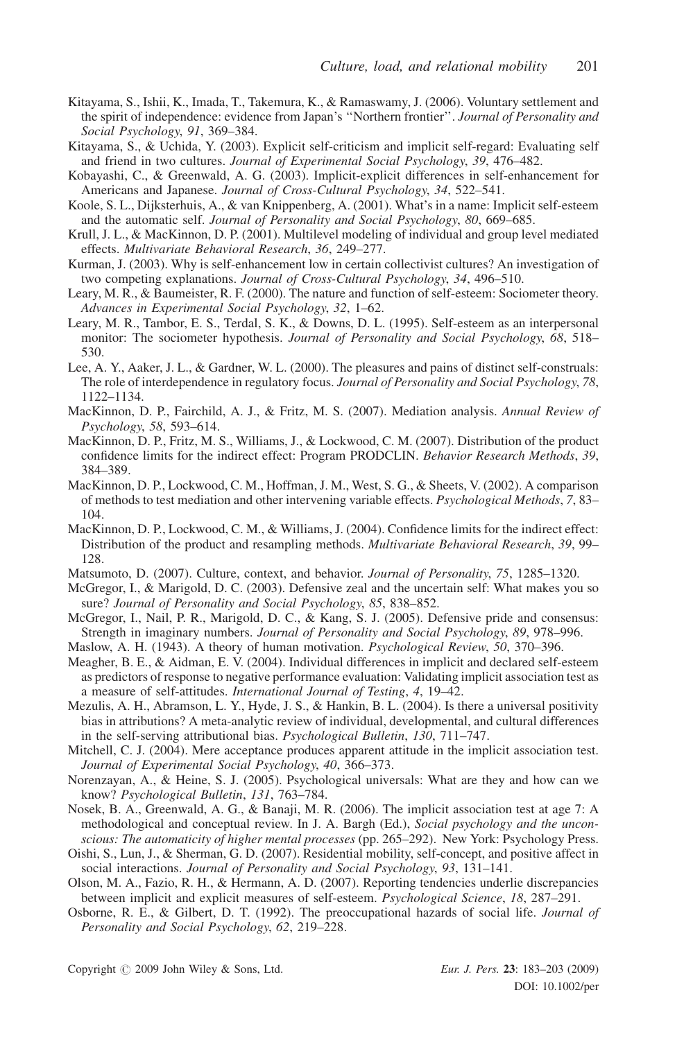Kitayama, S., Ishii, K., Imada, T., Takemura, K., & Ramaswamy, J. (2006). Voluntary settlement and the spirit of independence: evidence from Japan's ''Northern frontier''. *Journal of Personality and Social Psychology*, *91*, 369–384.

Kitayama, S., & Uchida, Y. (2003). Explicit self-criticism and implicit self-regard: Evaluating self and friend in two cultures. *Journal of Experimental Social Psychology*, *39*, 476–482.

Kobayashi, C., & Greenwald, A. G. (2003). Implicit-explicit differences in self-enhancement for Americans and Japanese. *Journal of Cross-Cultural Psychology*, *34*, 522–541.

Koole, S. L., Dijksterhuis, A., & van Knippenberg, A. (2001). What's in a name: Implicit self-esteem and the automatic self. *Journal of Personality and Social Psychology*, *80*, 669–685.

Krull, J. L., & MacKinnon, D. P. (2001). Multilevel modeling of individual and group level mediated effects. *Multivariate Behavioral Research*, *36*, 249–277.

Kurman, J. (2003). Why is self-enhancement low in certain collectivist cultures? An investigation of two competing explanations. *Journal of Cross-Cultural Psychology*, *34*, 496–510.

Leary, M. R., & Baumeister, R. F. (2000). The nature and function of self-esteem: Sociometer theory. *Advances in Experimental Social Psychology*, *32*, 1–62.

Leary, M. R., Tambor, E. S., Terdal, S. K., & Downs, D. L. (1995). Self-esteem as an interpersonal monitor: The sociometer hypothesis. *Journal of Personality and Social Psychology*, *68*, 518–530.

Lee, A. Y., Aaker, J. L., & Gardner, W. L. (2000). The pleasures and pains of distinct self-construals: The role of interdependence in regulatory focus. *Journal of Personality and Social Psychology*, *78*, 1122–1134.

MacKinnon, D. P., Fairchild, A. J., & Fritz, M. S. (2007). Mediation analysis. *Annual Review of Psychology*, *58*, 593–614.

MacKinnon, D. P., Fritz, M. S., Williams, J., & Lockwood, C. M. (2007). Distribution of the product confidence limits for the indirect effect: Program PRODCLIN. *Behavior Research Methods*, *39*, 384–389.

MacKinnon, D. P., Lockwood, C. M., Hoffman, J. M., West, S. G., & Sheets, V. (2002). A comparison of methods to test mediation and other intervening variable effects. *Psychological Methods*, *7*, 83–104.

MacKinnon, D. P., Lockwood, C. M., & Williams, J. (2004). Confidence limits for the indirect effect: Distribution of the product and resampling methods. *Multivariate Behavioral Research*, *39*, 99–128.

Matsumoto, D. (2007). Culture, context, and behavior. *Journal of Personality*, *75*, 1285–1320.

McGregor, I., & Marigold, D. C. (2003). Defensive zeal and the uncertain self: What makes you so sure? *Journal of Personality and Social Psychology*, *85*, 838–852.

McGregor, I., Nail, P. R., Marigold, D. C., & Kang, S. J. (2005). Defensive pride and consensus: Strength in imaginary numbers. *Journal of Personality and Social Psychology*, *89*, 978–996.

Maslow, A. H. (1943). A theory of human motivation. *Psychological Review*, *50*, 370–396.

Meagher, B. E., & Aidman, E. V. (2004). Individual differences in implicit and declared self-esteem as predictors of response to negative performance evaluation: Validating implicit association test as a measure of self-attitudes. *International Journal of Testing*, *4*, 19–42.

Mezulis, A. H., Abramson, L. Y., Hyde, J. S., & Hankin, B. L. (2004). Is there a universal positivity bias in attributions? A meta-analytic review of individual, developmental, and cultural differences in the self-serving attributional bias. *Psychological Bulletin*, *130*, 711–747.

Mitchell, C. J. (2004). Mere acceptance produces apparent attitude in the implicit association test. *Journal of Experimental Social Psychology*, *40*, 366–373.

Norenzayan, A., & Heine, S. J. (2005). Psychological universals: What are they and how can we know? *Psychological Bulletin*, *131*, 763–784.

Nosek, B. A., Greenwald, A. G., & Banaji, M. R. (2006). The implicit association test at age 7: A methodological and conceptual review. In J. A. Bargh (Ed.), *Social psychology and the unconscious: The automaticity of higher mental processes* (pp. 265–292). New York: Psychology Press.

Oishi, S., Lun, J., & Sherman, G. D. (2007). Residential mobility, self-concept, and positive affect in social interactions. *Journal of Personality and Social Psychology*, *93*, 131–141.

Olson, M. A., Fazio, R. H., & Hermann, A. D. (2007). Reporting tendencies underlie discrepancies between implicit and explicit measures of self-esteem. *Psychological Science*, *18*, 287–291.

Osborne, R. E., & Gilbert, D. T. (1992). The preoccupational hazards of social life. *Journal of Personality and Social Psychology*, *62*, 219–228.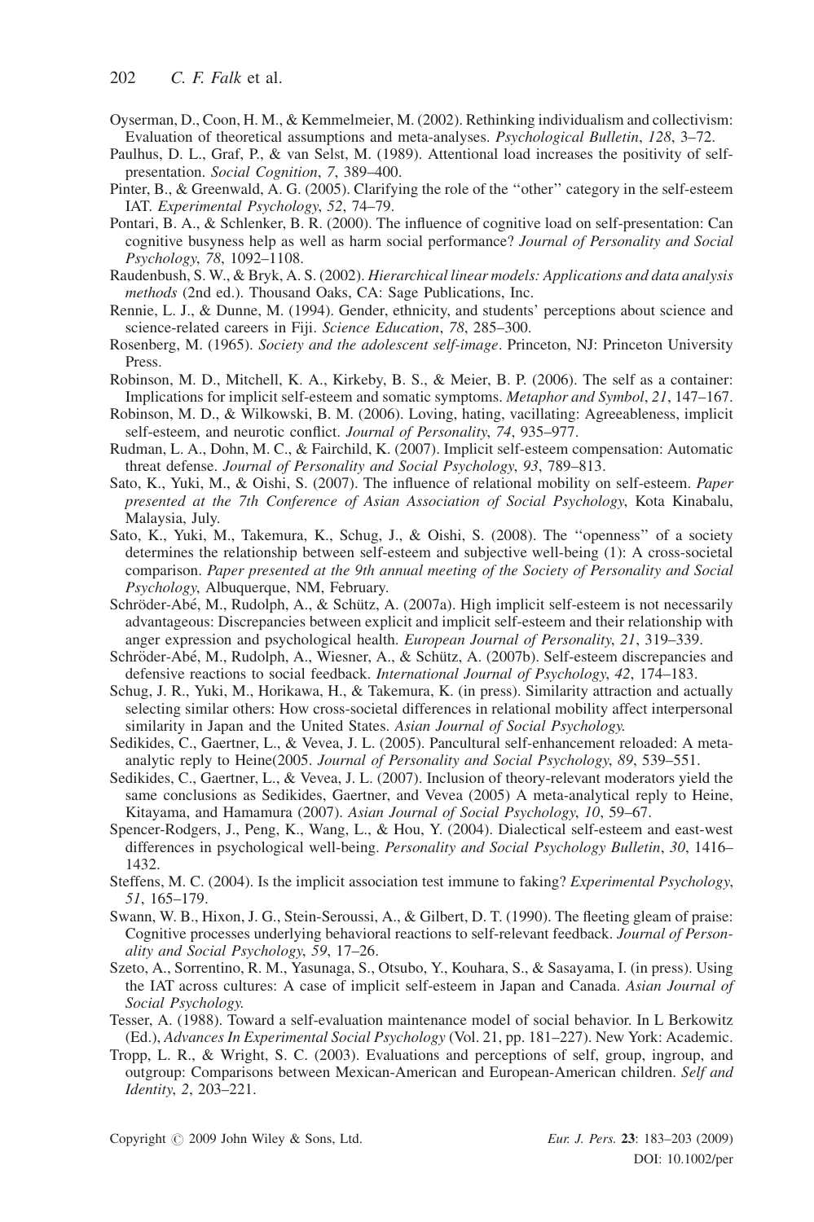Oyserman, D., Coon, H. M., & Kemmelmeier, M. (2002). Rethinking individualism and collectivism: Evaluation of theoretical assumptions and meta-analyses. *Psychological Bulletin*, *128*, 3–72.

Paulhus, D. L., Graf, P., & van Selst, M. (1989). Attentional load increases the positivity of self-presentation. *Social Cognition*, *7*, 389–400.

Pinter, B., & Greenwald, A. G. (2005). Clarifying the role of the "other" category in the self-esteem IAT. *Experimental Psychology*, *52*, 74–79.

Pontari, B. A., & Schlenker, B. R. (2000). The influence of cognitive load on self-presentation: Can cognitive busyness help as well as harm social performance? *Journal of Personality and Social Psychology*, *78*, 1092–1108.

Raudenbush, S. W., & Bryk, A. S. (2002). *Hierarchical linear models: Applications and data analysis methods* (2nd ed.). Thousand Oaks, CA: Sage Publications, Inc.

Rennie, L. J., & Dunne, M. (1994). Gender, ethnicity, and students' perceptions about science and science-related careers in Fiji. *Science Education*, *78*, 285–300.

Rosenberg, M. (1965). *Society and the adolescent self-image*. Princeton, NJ: Princeton University Press.

Robinson, M. D., Mitchell, K. A., Kirkeby, B. S., & Meier, B. P. (2006). The self as a container: Implications for implicit self-esteem and somatic symptoms. *Metaphor and Symbol*, *21*, 147–167.

Robinson, M. D., & Wilkowski, B. M. (2006). Loving, hating, vacillating: Agreeableness, implicit self-esteem, and neurotic conflict. *Journal of Personality*, *74*, 935–977.

Rudman, L. A., Dohn, M. C., & Fairchild, K. (2007). Implicit self-esteem compensation: Automatic threat defense. *Journal of Personality and Social Psychology*, *93*, 789–813.

Sato, K., Yuki, M., & Oishi, S. (2007). The influence of relational mobility on self-esteem. *Paper presented at the 7th Conference of Asian Association of Social Psychology*, Kota Kinabalu, Malaysia, July.

Sato, K., Yuki, M., Takemura, K., Schug, J., & Oishi, S. (2008). The "openness" of a society determines the relationship between self-esteem and subjective well-being (1): A cross-societal comparison. *Paper presented at the 9th annual meeting of the Society of Personality and Social Psychology*, Albuquerque, NM, February.

Schröder-Abé, M., Rudolph, A., & Schütz, A. (2007a). High implicit self-esteem is not necessarily advantageous: Discrepancies between explicit and implicit self-esteem and their relationship with anger expression and psychological health. *European Journal of Personality*, *21*, 319–339.

Schröder-Abé, M., Rudolph, A., Wiesner, A., & Schütz, A. (2007b). Self-esteem discrepancies and defensive reactions to social feedback. *International Journal of Psychology*, *42*, 174–183.

Schug, J. R., Yuki, M., Horikawa, H., & Takemura, K. (in press). Similarity attraction and actually selecting similar others: How cross-societal differences in relational mobility affect interpersonal similarity in Japan and the United States. *Asian Journal of Social Psychology.*

Sedikides, C., Gaertner, L., & Vevea, J. L. (2005). Pancultural self-enhancement reloaded: A meta-analytic reply to Heine(2005. *Journal of Personality and Social Psychology*, *89*, 539–551.

Sedikides, C., Gaertner, L., & Vevea, J. L. (2007). Inclusion of theory-relevant moderators yield the same conclusions as Sedikides, Gaertner, and Vevea (2005) A meta-analytical reply to Heine, Kitayama, and Hamamura (2007). *Asian Journal of Social Psychology*, *10*, 59–67.

Spencer-Rodgers, J., Peng, K., Wang, L., & Hou, Y. (2004). Dialectical self-esteem and east-west differences in psychological well-being. *Personality and Social Psychology Bulletin*, *30*, 1416–1432.

Steffens, M. C. (2004). Is the implicit association test immune to faking? *Experimental Psychology*, *51*, 165–179.

Swann, W. B., Hixon, J. G., Stein-Seroussi, A., & Gilbert, D. T. (1990). The fleeting gleam of praise: Cognitive processes underlying behavioral reactions to self-relevant feedback. *Journal of Personality and Social Psychology*, *59*, 17–26.

Szeto, A., Sorrentino, R. M., Yasunaga, S., Otsubo, Y., Kouhara, S., & Sasayama, I. (in press). Using the IAT across cultures: A case of implicit self-esteem in Japan and Canada. *Asian Journal of Social Psychology.*

Tesser, A. (1988). Toward a self-evaluation maintenance model of social behavior. In L Berkowitz (Ed.), *Advances In Experimental Social Psychology* (Vol. 21, pp. 181–227). New York: Academic.

Tropp, L. R., & Wright, S. C. (2003). Evaluations and perceptions of self, group, ingroup, and outgroup: Comparisons between Mexican-American and European-American children. *Self and Identity*, *2*, 203–221.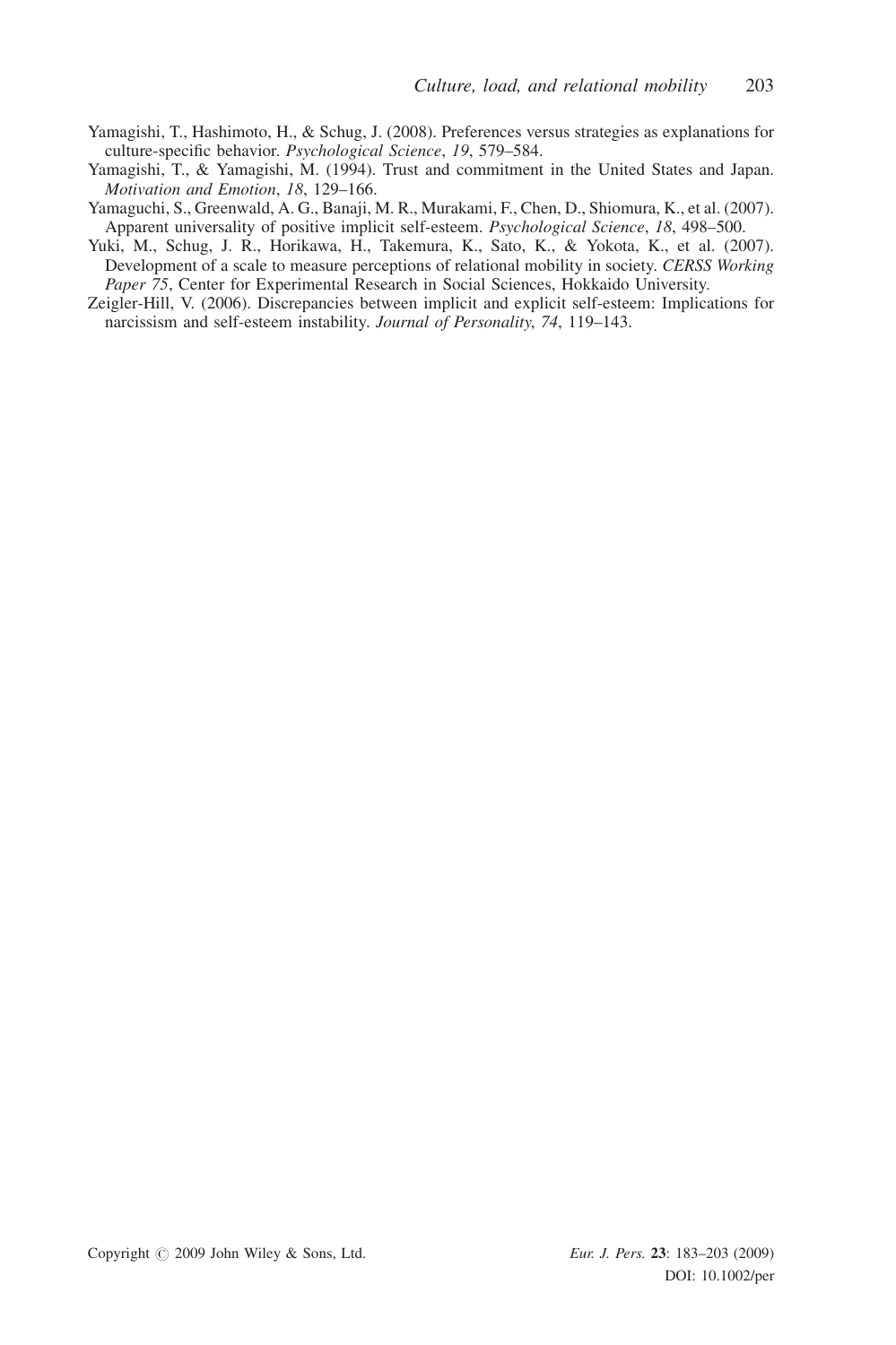Yamagishi, T., Hashimoto, H., & Schug, J. (2008). Preferences versus strategies as explanations for culture-specific behavior. *Psychological Science*, *19*, 579–584.

Yamagishi, T., & Yamagishi, M. (1994). Trust and commitment in the United States and Japan. *Motivation and Emotion*, *18*, 129–166.

Yamaguchi, S., Greenwald, A. G., Banaji, M. R., Murakami, F., Chen, D., Shiomura, K., et al. (2007). Apparent universality of positive implicit self-esteem. *Psychological Science*, *18*, 498–500.

Yuki, M., Schug, J. R., Horikawa, H., Takemura, K., Sato, K., & Yokota, K., et al. (2007). Development of a scale to measure perceptions of relational mobility in society. *CERSS Working Paper 75*, Center for Experimental Research in Social Sciences, Hokkaido University.

Zeigler-Hill, V. (2006). Discrepancies between implicit and explicit self-esteem: Implications for narcissism and self-esteem instability. *Journal of Personality*, *74*, 119–143.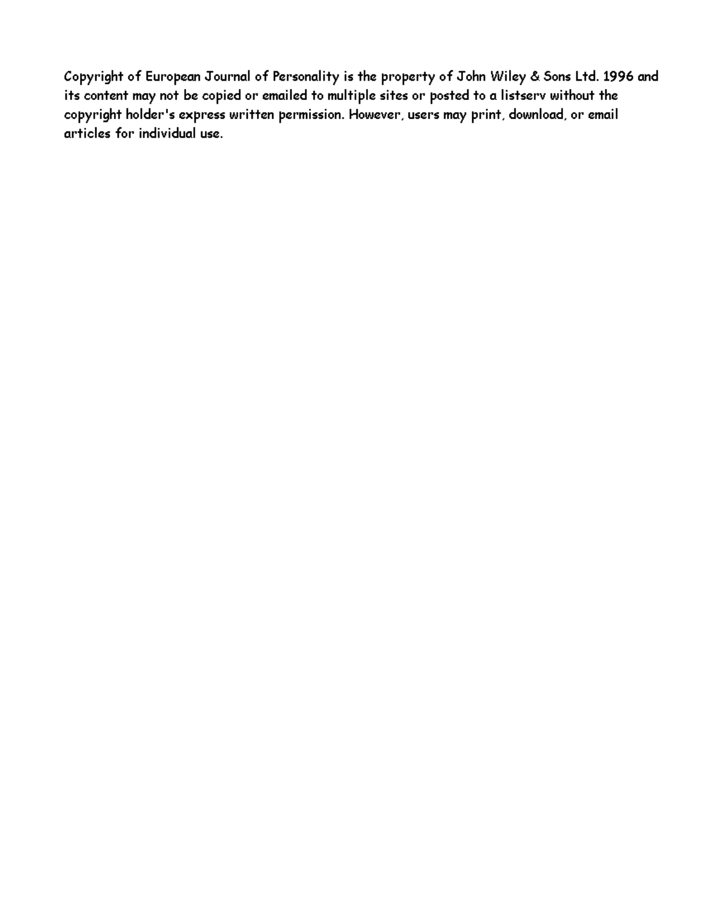Copyright of European Journal of Personality is the property of John Wiley & Sons Ltd. 1996 and its content may not be copied or emailed to multiple sites or posted to a listserv without the copyright holder's express written permission. However, users may print, download, or email articles for individual use.